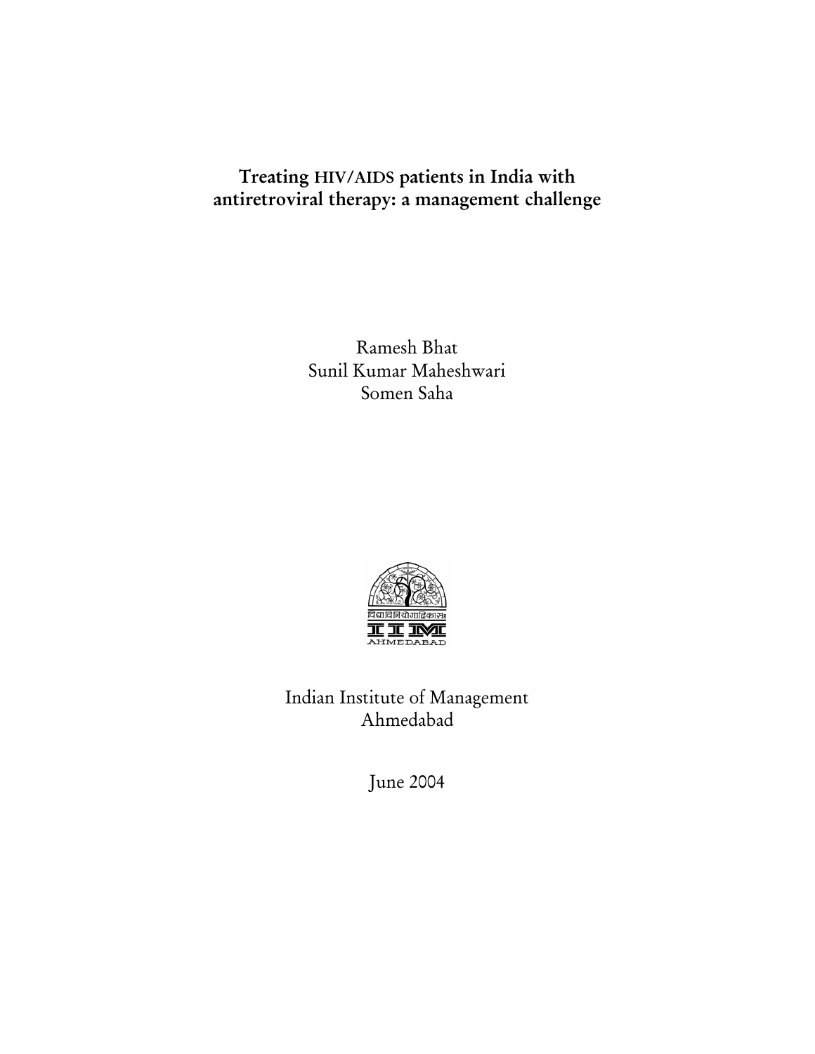# Treating HIV/AIDS patients in India with antiretroviral therapy: a management challenge

Ramesh Bhat
Sunil Kumar Maheshwari
Somen Saha

विद्याविनियोगाद्विकासः

IIM
AHMEDABAD

Indian Institute of Management
Ahmedabad

June 2004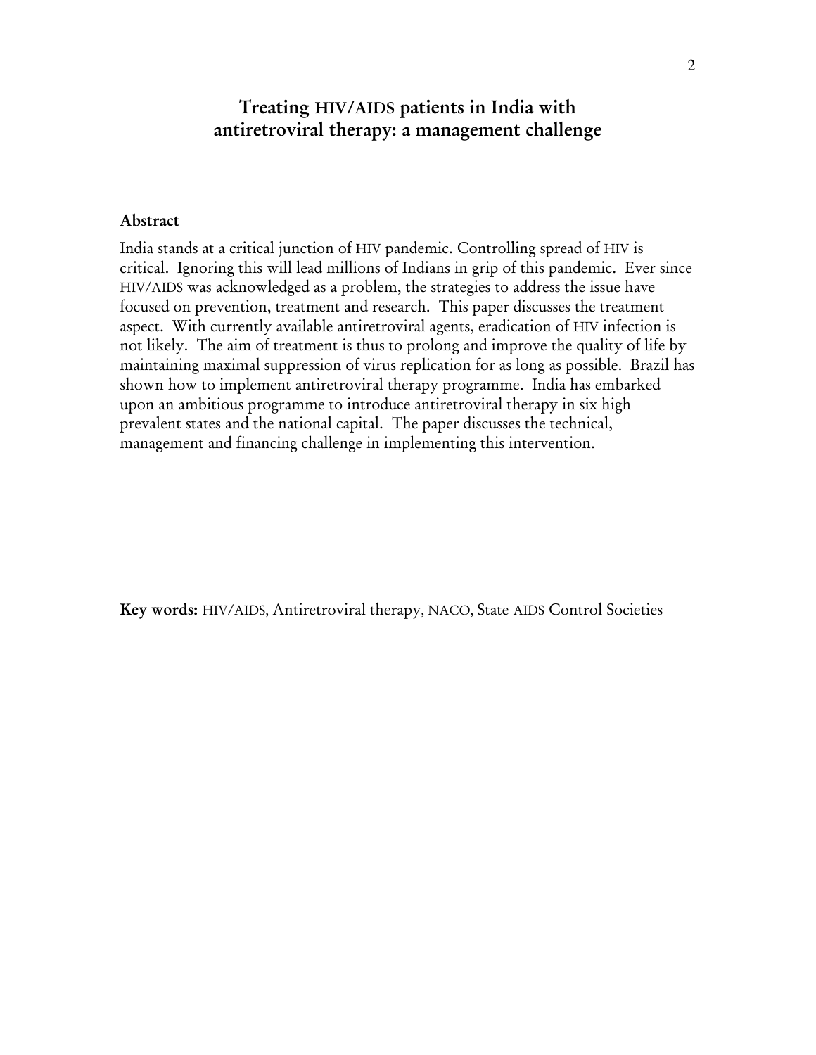# Treating HIV/AIDS patients in India with antiretroviral therapy: a management challenge

## Abstract

India stands at a critical junction of HIV pandemic. Controlling spread of HIV is critical. Ignoring this will lead millions of Indians in grip of this pandemic. Ever since HIV/AIDS was acknowledged as a problem, the strategies to address the issue have focused on prevention, treatment and research. This paper discusses the treatment aspect. With currently available antiretroviral agents, eradication of HIV infection is not likely. The aim of treatment is thus to prolong and improve the quality of life by maintaining maximal suppression of virus replication for as long as possible. Brazil has shown how to implement antiretroviral therapy programme. India has embarked upon an ambitious programme to introduce antiretroviral therapy in six high prevalent states and the national capital. The paper discusses the technical, management and financing challenge in implementing this intervention.

**Key words:** HIV/AIDS, Antiretroviral therapy, NACO, State AIDS Control Societies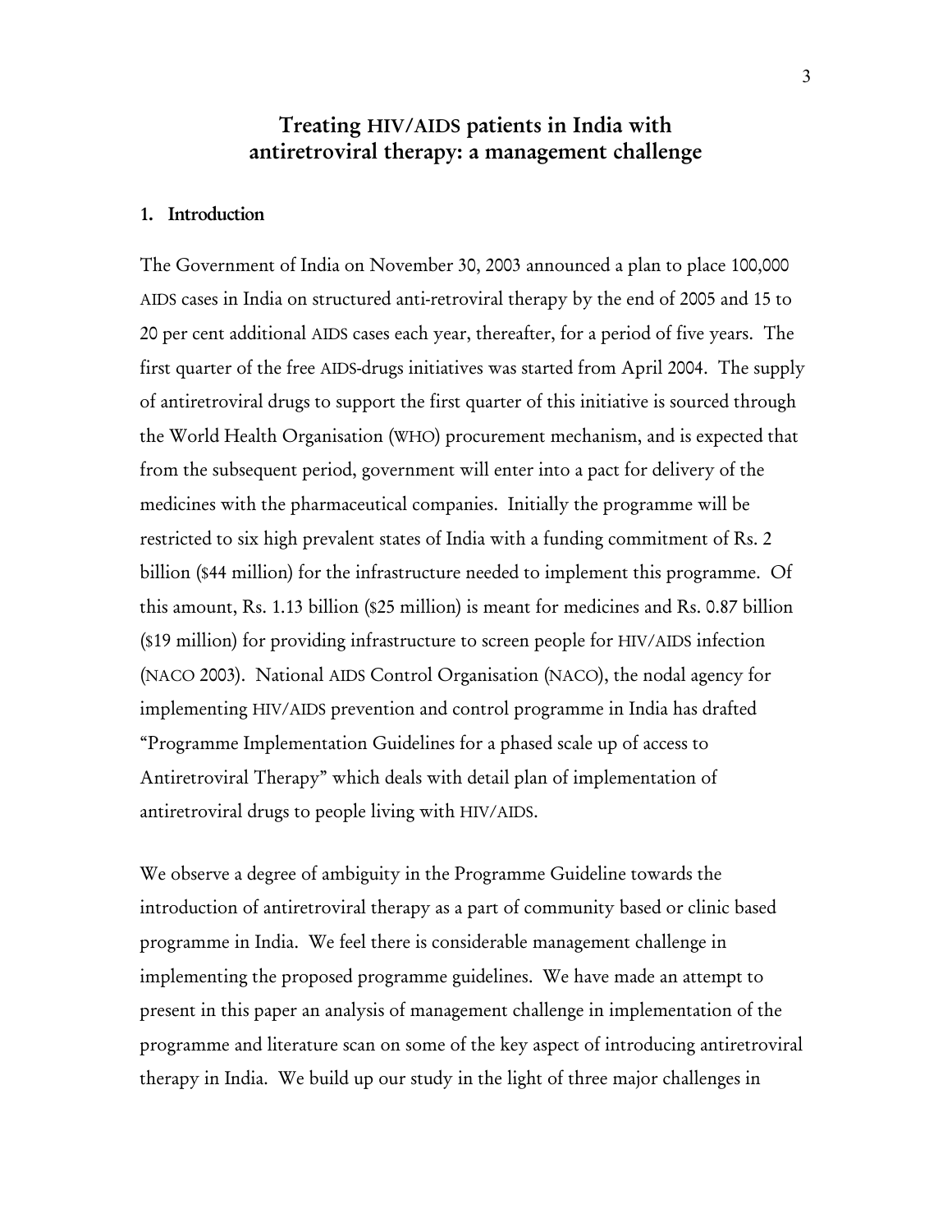# Treating HIV/AIDS patients in India with antiretroviral therapy: a management challenge

## 1. Introduction

The Government of India on November 30, 2003 announced a plan to place 100,000 AIDS cases in India on structured anti-retroviral therapy by the end of 2005 and 15 to 20 per cent additional AIDS cases each year, thereafter, for a period of five years. The first quarter of the free AIDS-drugs initiatives was started from April 2004. The supply of antiretroviral drugs to support the first quarter of this initiative is sourced through the World Health Organisation (WHO) procurement mechanism, and is expected that from the subsequent period, government will enter into a pact for delivery of the medicines with the pharmaceutical companies. Initially the programme will be restricted to six high prevalent states of India with a funding commitment of Rs. 2 billion ($44 million) for the infrastructure needed to implement this programme. Of this amount, Rs. 1.13 billion ($25 million) is meant for medicines and Rs. 0.87 billion ($19 million) for providing infrastructure to screen people for HIV/AIDS infection (NACO 2003). National AIDS Control Organisation (NACO), the nodal agency for implementing HIV/AIDS prevention and control programme in India has drafted "Programme Implementation Guidelines for a phased scale up of access to Antiretroviral Therapy" which deals with detail plan of implementation of antiretroviral drugs to people living with HIV/AIDS.

We observe a degree of ambiguity in the Programme Guideline towards the introduction of antiretroviral therapy as a part of community based or clinic based programme in India. We feel there is considerable management challenge in implementing the proposed programme guidelines. We have made an attempt to present in this paper an analysis of management challenge in implementation of the programme and literature scan on some of the key aspect of introducing antiretroviral therapy in India. We build up our study in the light of three major challenges in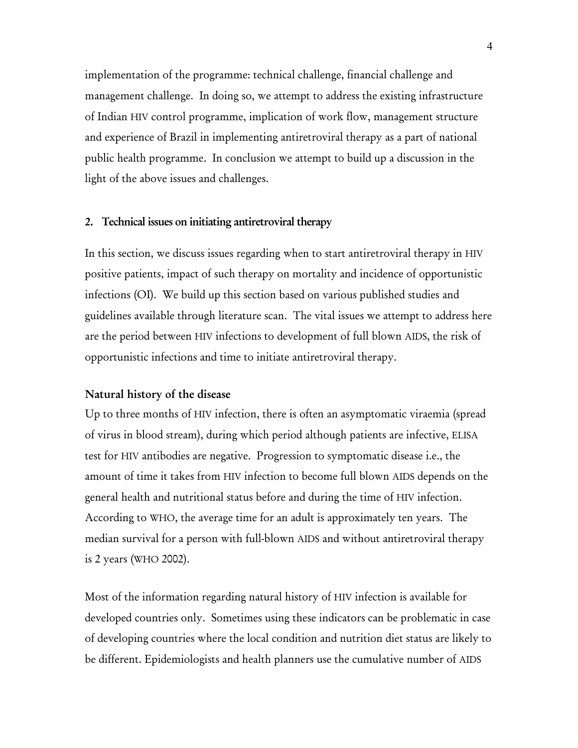implementation of the programme: technical challenge, financial challenge and management challenge. In doing so, we attempt to address the existing infrastructure of Indian HIV control programme, implication of work flow, management structure and experience of Brazil in implementing antiretroviral therapy as a part of national public health programme. In conclusion we attempt to build up a discussion in the light of the above issues and challenges.

## 2. Technical issues on initiating antiretroviral therapy

In this section, we discuss issues regarding when to start antiretroviral therapy in HIV positive patients, impact of such therapy on mortality and incidence of opportunistic infections (OI). We build up this section based on various published studies and guidelines available through literature scan. The vital issues we attempt to address here are the period between HIV infections to development of full blown AIDS, the risk of opportunistic infections and time to initiate antiretroviral therapy.

### Natural history of the disease

Up to three months of HIV infection, there is often an asymptomatic viraemia (spread of virus in blood stream), during which period although patients are infective, ELISA test for HIV antibodies are negative. Progression to symptomatic disease i.e., the amount of time it takes from HIV infection to become full blown AIDS depends on the general health and nutritional status before and during the time of HIV infection. According to WHO, the average time for an adult is approximately ten years. The median survival for a person with full-blown AIDS and without antiretroviral therapy is 2 years (WHO 2002).

Most of the information regarding natural history of HIV infection is available for developed countries only. Sometimes using these indicators can be problematic in case of developing countries where the local condition and nutrition diet status are likely to be different. Epidemiologists and health planners use the cumulative number of AIDS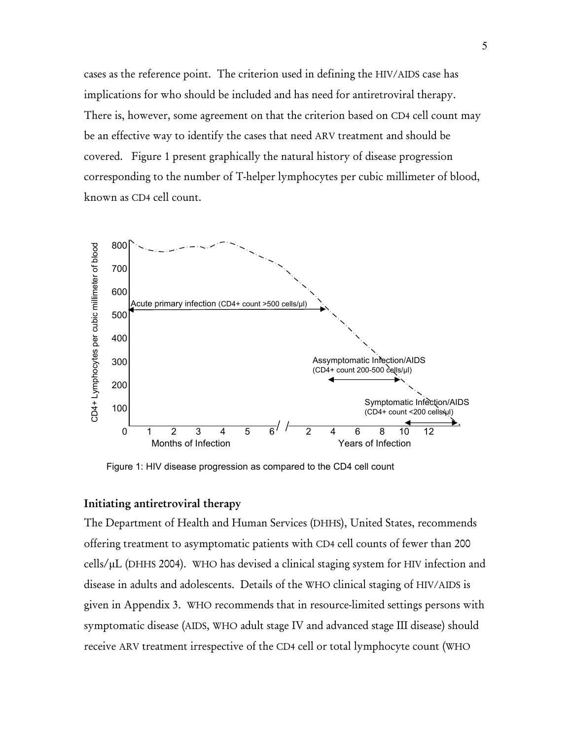cases as the reference point. The criterion used in defining the HIV/AIDS case has implications for who should be included and has need for antiretroviral therapy. There is, however, some agreement on that the criterion based on CD4 cell count may be an effective way to identify the cases that need ARV treatment and should be covered. Figure 1 present graphically the natural history of disease progression corresponding to the number of T-helper lymphocytes per cubic millimeter of blood, known as CD4 cell count.

Figure 1: HIV disease progression as compared to the CD4 cell count

### Initiating antiretroviral therapy

The Department of Health and Human Services (DHHS), United States, recommends offering treatment to asymptomatic patients with CD4 cell counts of fewer than 200 cells/μL (DHHS 2004). WHO has devised a clinical staging system for HIV infection and disease in adults and adolescents. Details of the WHO clinical staging of HIV/AIDS is given in Appendix 3. WHO recommends that in resource-limited settings persons with symptomatic disease (AIDS, WHO adult stage IV and advanced stage III disease) should receive ARV treatment irrespective of the CD4 cell or total lymphocyte count (WHO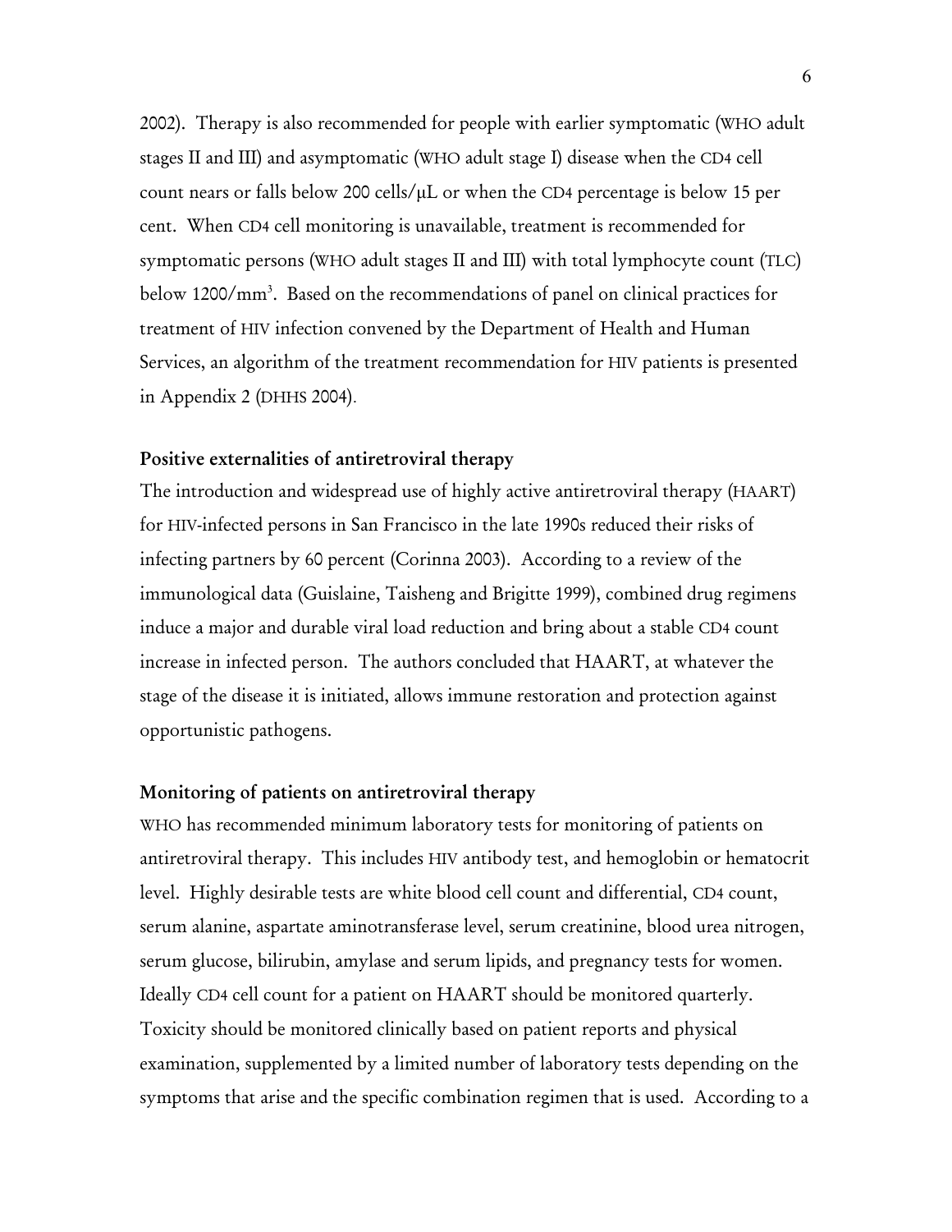2002). Therapy is also recommended for people with earlier symptomatic (WHO adult stages II and III) and asymptomatic (WHO adult stage I) disease when the CD4 cell count nears or falls below 200 cells/μL or when the CD4 percentage is below 15 per cent. When CD4 cell monitoring is unavailable, treatment is recommended for symptomatic persons (WHO adult stages II and III) with total lymphocyte count (TLC) below 1200/$mm^3$. Based on the recommendations of panel on clinical practices for treatment of HIV infection convened by the Department of Health and Human Services, an algorithm of the treatment recommendation for HIV patients is presented in Appendix 2 (DHHS 2004).

### Positive externalities of antiretroviral therapy

The introduction and widespread use of highly active antiretroviral therapy (HAART) for HIV-infected persons in San Francisco in the late 1990s reduced their risks of infecting partners by 60 percent (Corinna 2003). According to a review of the immunological data (Guislaine, Taisheng and Brigitte 1999), combined drug regimens induce a major and durable viral load reduction and bring about a stable CD4 count increase in infected person. The authors concluded that HAART, at whatever the stage of the disease it is initiated, allows immune restoration and protection against opportunistic pathogens.

### Monitoring of patients on antiretroviral therapy

WHO has recommended minimum laboratory tests for monitoring of patients on antiretroviral therapy. This includes HIV antibody test, and hemoglobin or hematocrit level. Highly desirable tests are white blood cell count and differential, CD4 count, serum alanine, aspartate aminotransferase level, serum creatinine, blood urea nitrogen, serum glucose, bilirubin, amylase and serum lipids, and pregnancy tests for women. Ideally CD4 cell count for a patient on HAART should be monitored quarterly. Toxicity should be monitored clinically based on patient reports and physical examination, supplemented by a limited number of laboratory tests depending on the symptoms that arise and the specific combination regimen that is used. According to a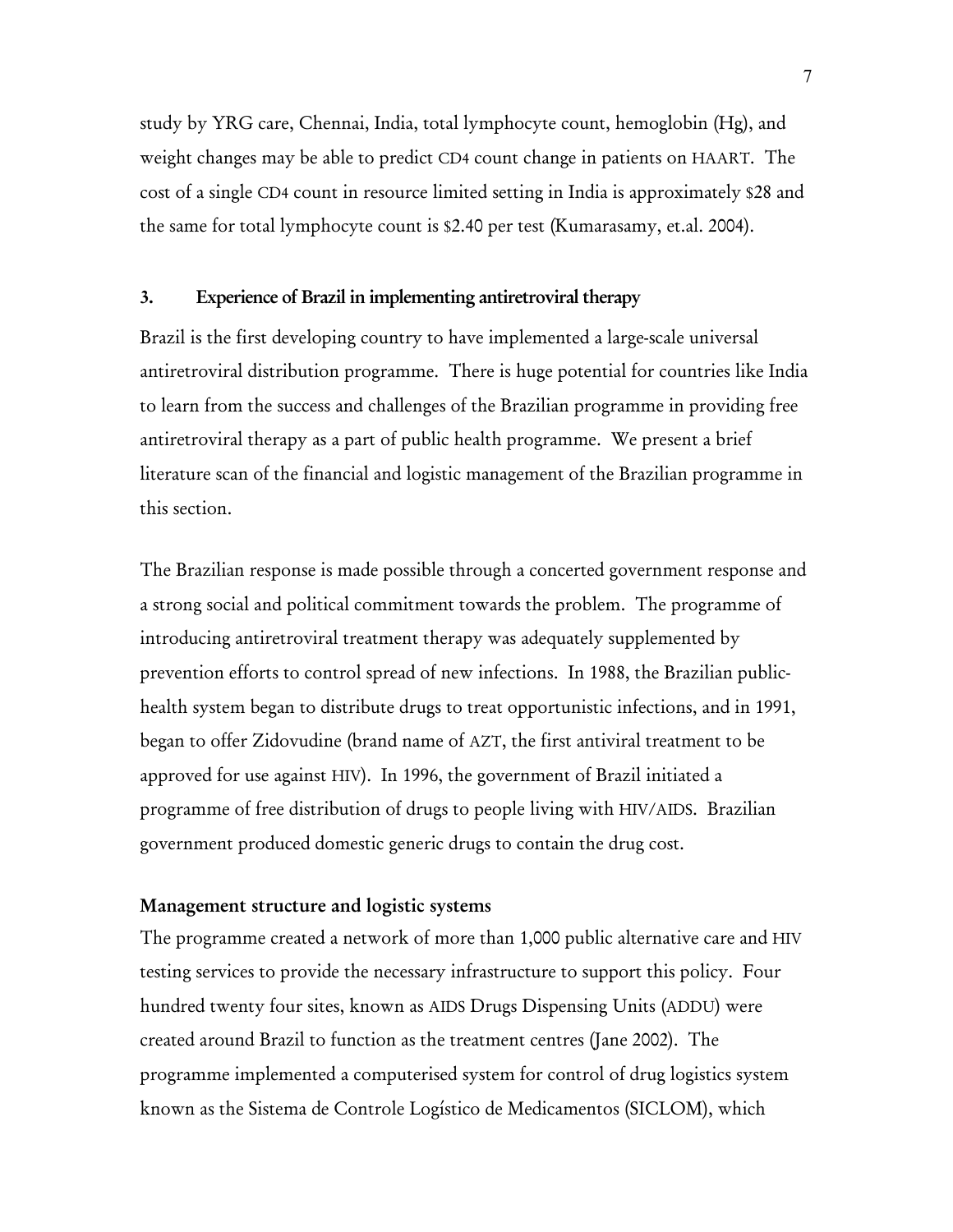study by YRG care, Chennai, India, total lymphocyte count, hemoglobin (Hg), and weight changes may be able to predict CD4 count change in patients on HAART. The cost of a single CD4 count in resource limited setting in India is approximately $28 and the same for total lymphocyte count is $2.40 per test (Kumarasamy, et.al. 2004).

## 3. Experience of Brazil in implementing antiretroviral therapy

Brazil is the first developing country to have implemented a large-scale universal antiretroviral distribution programme. There is huge potential for countries like India to learn from the success and challenges of the Brazilian programme in providing free antiretroviral therapy as a part of public health programme. We present a brief literature scan of the financial and logistic management of the Brazilian programme in this section.

The Brazilian response is made possible through a concerted government response and a strong social and political commitment towards the problem. The programme of introducing antiretroviral treatment therapy was adequately supplemented by prevention efforts to control spread of new infections. In 1988, the Brazilian public-health system began to distribute drugs to treat opportunistic infections, and in 1991, began to offer Zidovudine (brand name of AZT, the first antiviral treatment to be approved for use against HIV). In 1996, the government of Brazil initiated a programme of free distribution of drugs to people living with HIV/AIDS. Brazilian government produced domestic generic drugs to contain the drug cost.

### Management structure and logistic systems

The programme created a network of more than 1,000 public alternative care and HIV testing services to provide the necessary infrastructure to support this policy. Four hundred twenty four sites, known as AIDS Drugs Dispensing Units (ADDU) were created around Brazil to function as the treatment centres (Jane 2002). The programme implemented a computerised system for control of drug logistics system known as the Sistema de Controle Logístico de Medicamentos (SICLOM), which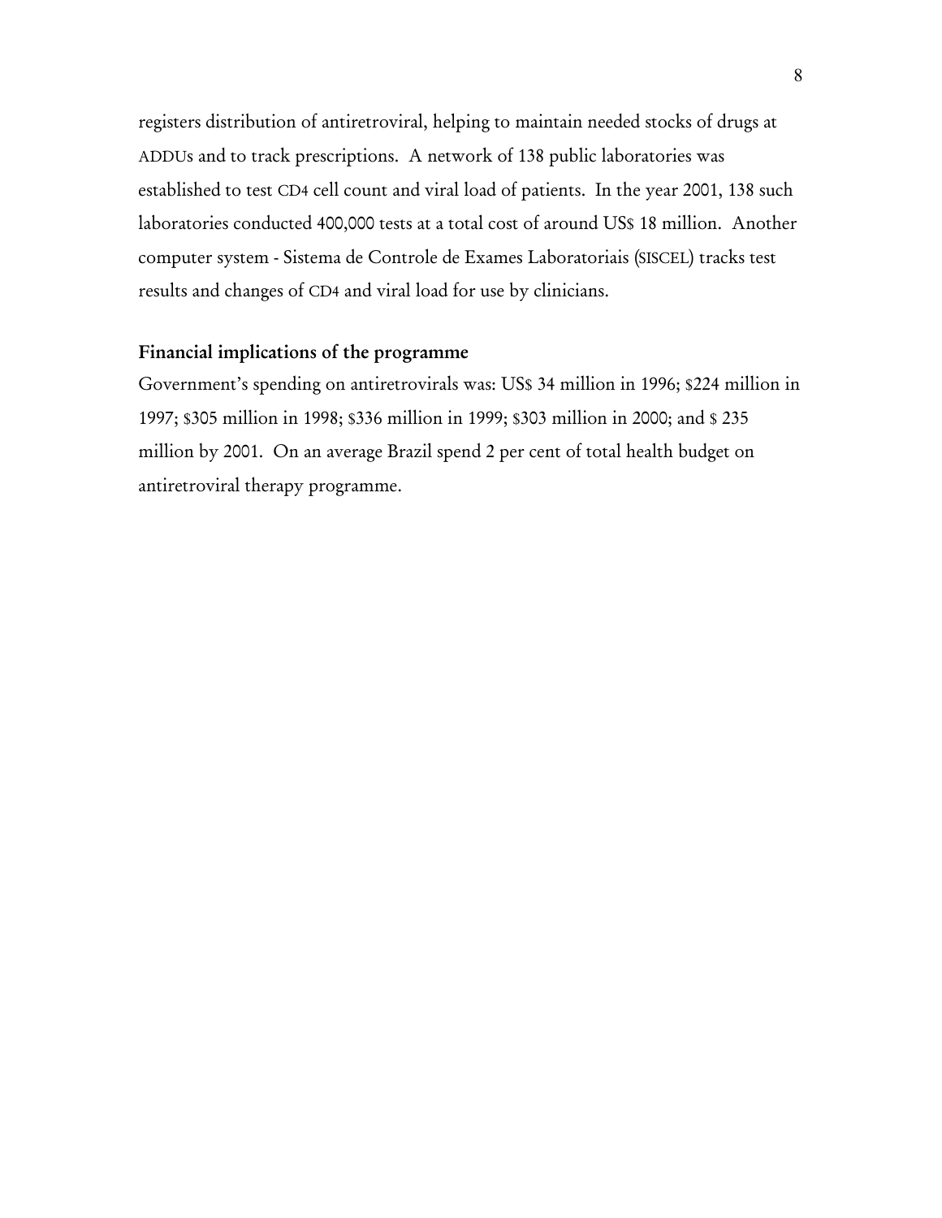registers distribution of antiretroviral, helping to maintain needed stocks of drugs at ADDUs and to track prescriptions. A network of 138 public laboratories was established to test CD4 cell count and viral load of patients. In the year 2001, 138 such laboratories conducted 400,000 tests at a total cost of around US$ 18 million. Another computer system - Sistema de Controle de Exames Laboratoriais (SISCEL) tracks test results and changes of CD4 and viral load for use by clinicians.

## Financial implications of the programme

Government's spending on antiretrovirals was: US$ 34 million in 1996; $224 million in 1997; $305 million in 1998; $336 million in 1999; $303 million in 2000; and $ 235 million by 2001. On an average Brazil spend 2 per cent of total health budget on antiretroviral therapy programme.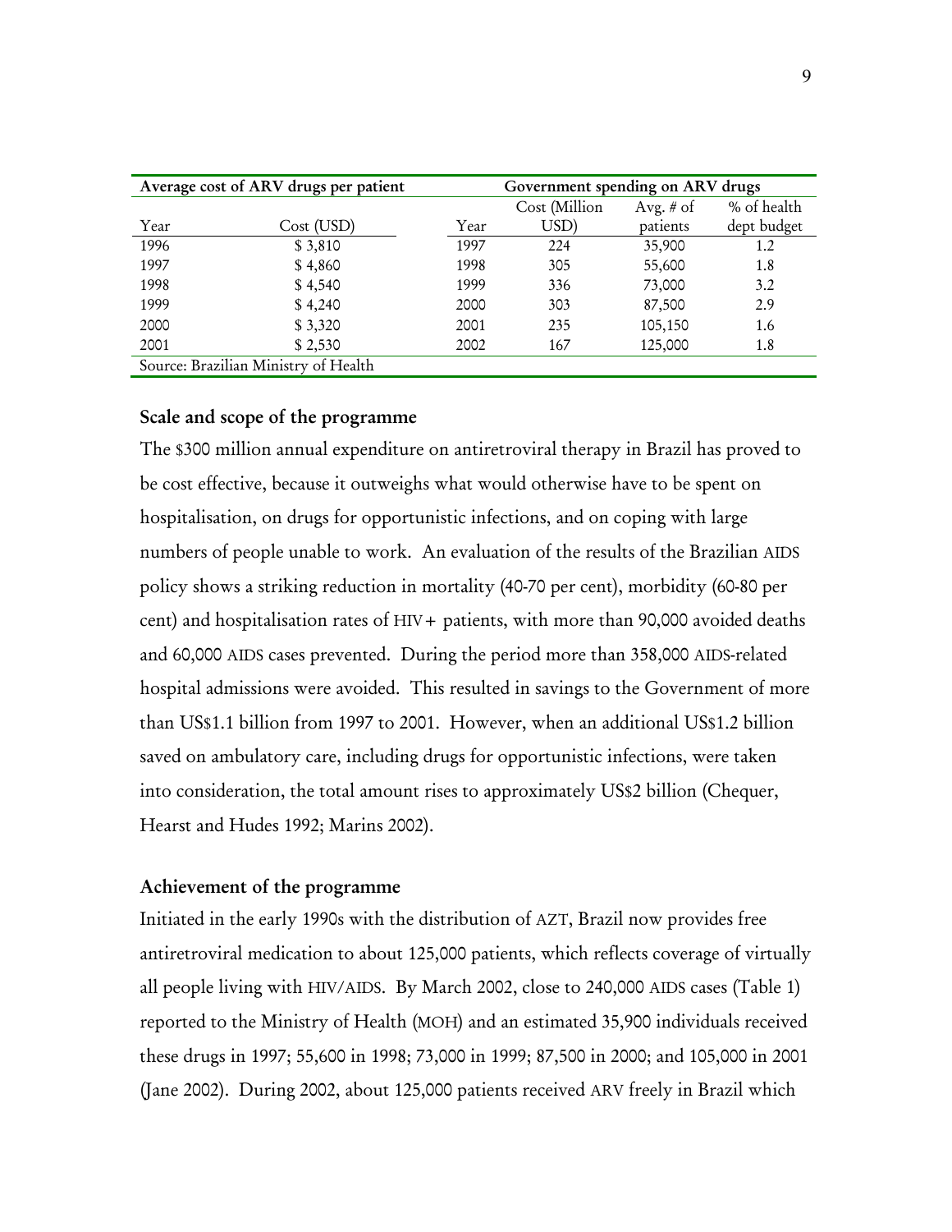| Average cost of ARV drugs per patient | | Government spending on ARV drugs | | | |
|---|---|---|---|---|---|
| Year | Cost (USD) | Year | Cost (Million USD) | Avg. # of patients | % of health dept budget |
| 1996 | $ 3,810 | 1997 | 224 | 35,900 | 1.2 |
| 1997 | $ 4,860 | 1998 | 305 | 55,600 | 1.8 |
| 1998 | $ 4,540 | 1999 | 336 | 73,000 | 3.2 |
| 1999 | $ 4,240 | 2000 | 303 | 87,500 | 2.9 |
| 2000 | $ 3,320 | 2001 | 235 | 105,150 | 1.6 |
| 2001 | $ 2,530 | 2002 | 167 | 125,000 | 1.8 |

Source: Brazilian Ministry of Health

### Scale and scope of the programme

The $300 million annual expenditure on antiretroviral therapy in Brazil has proved to be cost effective, because it outweighs what would otherwise have to be spent on hospitalisation, on drugs for opportunistic infections, and on coping with large numbers of people unable to work. An evaluation of the results of the Brazilian AIDS policy shows a striking reduction in mortality (40-70 per cent), morbidity (60-80 per cent) and hospitalisation rates of HIV+ patients, with more than 90,000 avoided deaths and 60,000 AIDS cases prevented. During the period more than 358,000 AIDS-related hospital admissions were avoided. This resulted in savings to the Government of more than US$1.1 billion from 1997 to 2001. However, when an additional US$1.2 billion saved on ambulatory care, including drugs for opportunistic infections, were taken into consideration, the total amount rises to approximately US$2 billion (Chequer, Hearst and Hudes 1992; Marins 2002).

### Achievement of the programme

Initiated in the early 1990s with the distribution of AZT, Brazil now provides free antiretroviral medication to about 125,000 patients, which reflects coverage of virtually all people living with HIV/AIDS. By March 2002, close to 240,000 AIDS cases (Table 1) reported to the Ministry of Health (MOH) and an estimated 35,900 individuals received these drugs in 1997; 55,600 in 1998; 73,000 in 1999; 87,500 in 2000; and 105,000 in 2001 (Jane 2002). During 2002, about 125,000 patients received ARV freely in Brazil which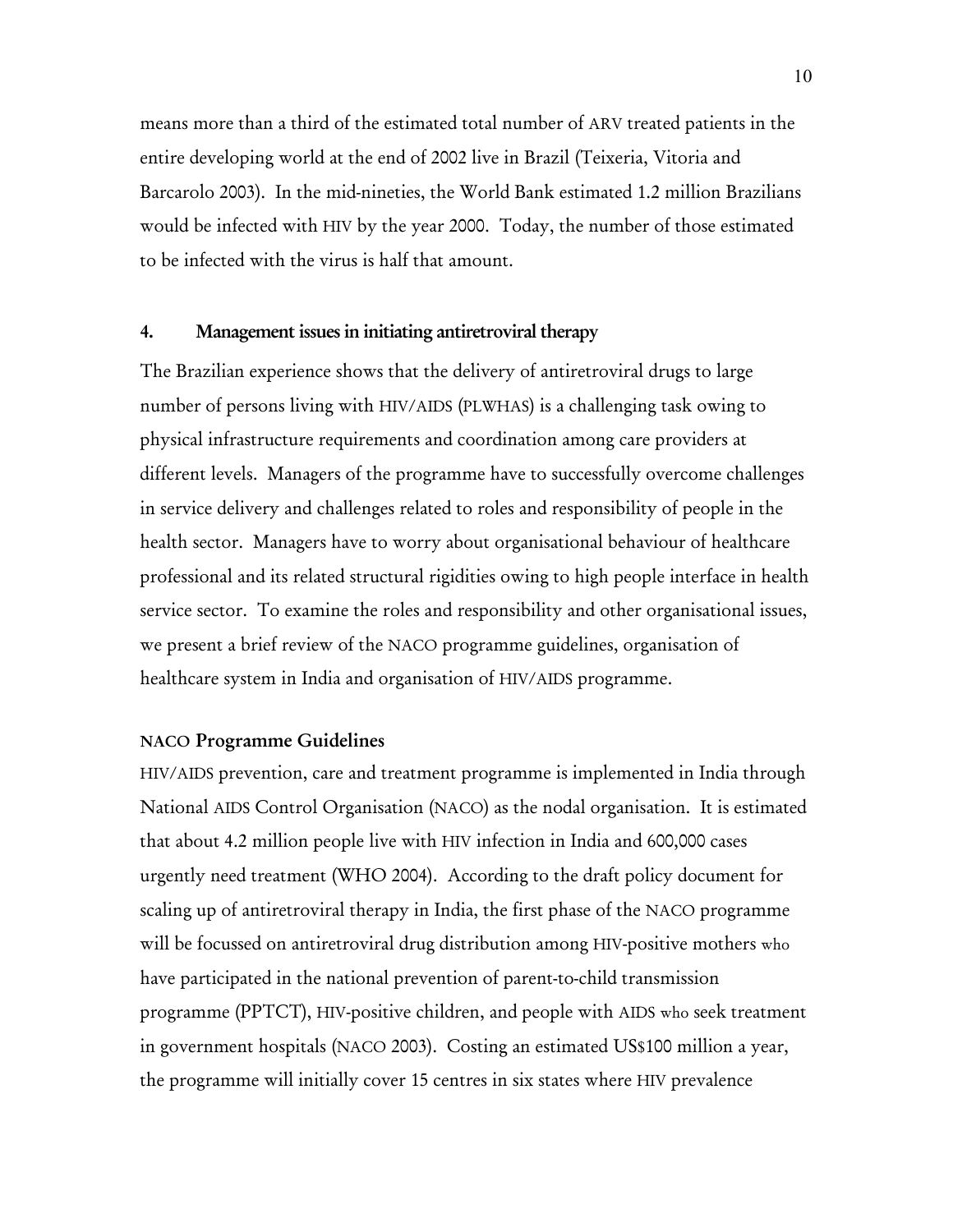means more than a third of the estimated total number of ARV treated patients in the entire developing world at the end of 2002 live in Brazil (Teixeria, Vitoria and Barcarolo 2003). In the mid-nineties, the World Bank estimated 1.2 million Brazilians would be infected with HIV by the year 2000. Today, the number of those estimated to be infected with the virus is half that amount.

## 4. Management issues in initiating antiretroviral therapy

The Brazilian experience shows that the delivery of antiretroviral drugs to large number of persons living with HIV/AIDS (PLWHAS) is a challenging task owing to physical infrastructure requirements and coordination among care providers at different levels. Managers of the programme have to successfully overcome challenges in service delivery and challenges related to roles and responsibility of people in the health sector. Managers have to worry about organisational behaviour of healthcare professional and its related structural rigidities owing to high people interface in health service sector. To examine the roles and responsibility and other organisational issues, we present a brief review of the NACO programme guidelines, organisation of healthcare system in India and organisation of HIV/AIDS programme.

### NACO Programme Guidelines

HIV/AIDS prevention, care and treatment programme is implemented in India through National AIDS Control Organisation (NACO) as the nodal organisation. It is estimated that about 4.2 million people live with HIV infection in India and 600,000 cases urgently need treatment (WHO 2004). According to the draft policy document for scaling up of antiretroviral therapy in India, the first phase of the NACO programme will be focussed on antiretroviral drug distribution among HIV-positive mothers who have participated in the national prevention of parent-to-child transmission programme (PPTCT), HIV-positive children, and people with AIDS who seek treatment in government hospitals (NACO 2003). Costing an estimated US$100 million a year, the programme will initially cover 15 centres in six states where HIV prevalence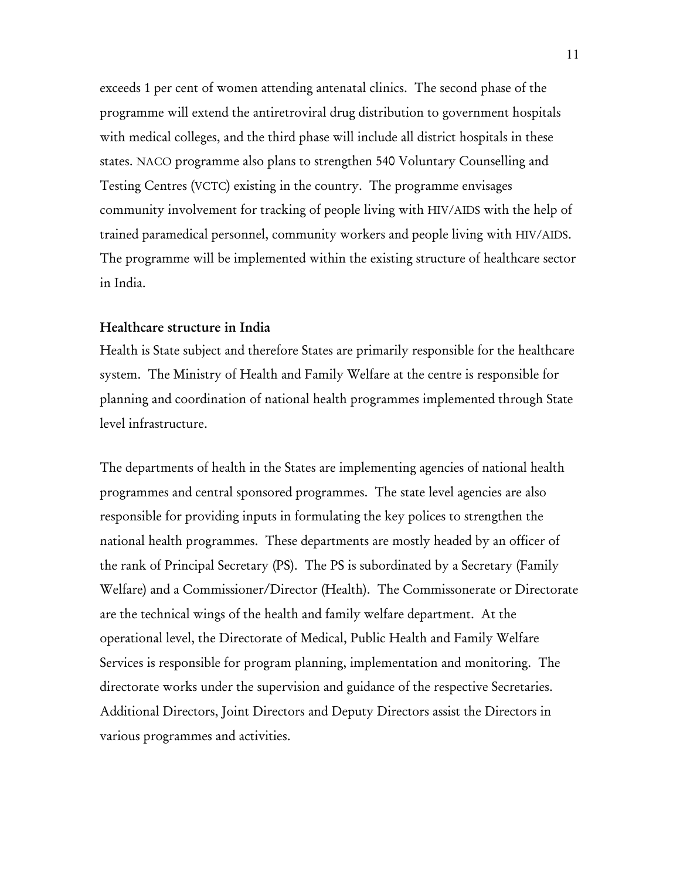exceeds 1 per cent of women attending antenatal clinics. The second phase of the programme will extend the antiretroviral drug distribution to government hospitals with medical colleges, and the third phase will include all district hospitals in these states. NACO programme also plans to strengthen 540 Voluntary Counselling and Testing Centres (VCTC) existing in the country. The programme envisages community involvement for tracking of people living with HIV/AIDS with the help of trained paramedical personnel, community workers and people living with HIV/AIDS. The programme will be implemented within the existing structure of healthcare sector in India.

### Healthcare structure in India

Health is State subject and therefore States are primarily responsible for the healthcare system. The Ministry of Health and Family Welfare at the centre is responsible for planning and coordination of national health programmes implemented through State level infrastructure.

The departments of health in the States are implementing agencies of national health programmes and central sponsored programmes. The state level agencies are also responsible for providing inputs in formulating the key polices to strengthen the national health programmes. These departments are mostly headed by an officer of the rank of Principal Secretary (PS). The PS is subordinated by a Secretary (Family Welfare) and a Commissioner/Director (Health). The Commissonerate or Directorate are the technical wings of the health and family welfare department. At the operational level, the Directorate of Medical, Public Health and Family Welfare Services is responsible for program planning, implementation and monitoring. The directorate works under the supervision and guidance of the respective Secretaries. Additional Directors, Joint Directors and Deputy Directors assist the Directors in various programmes and activities.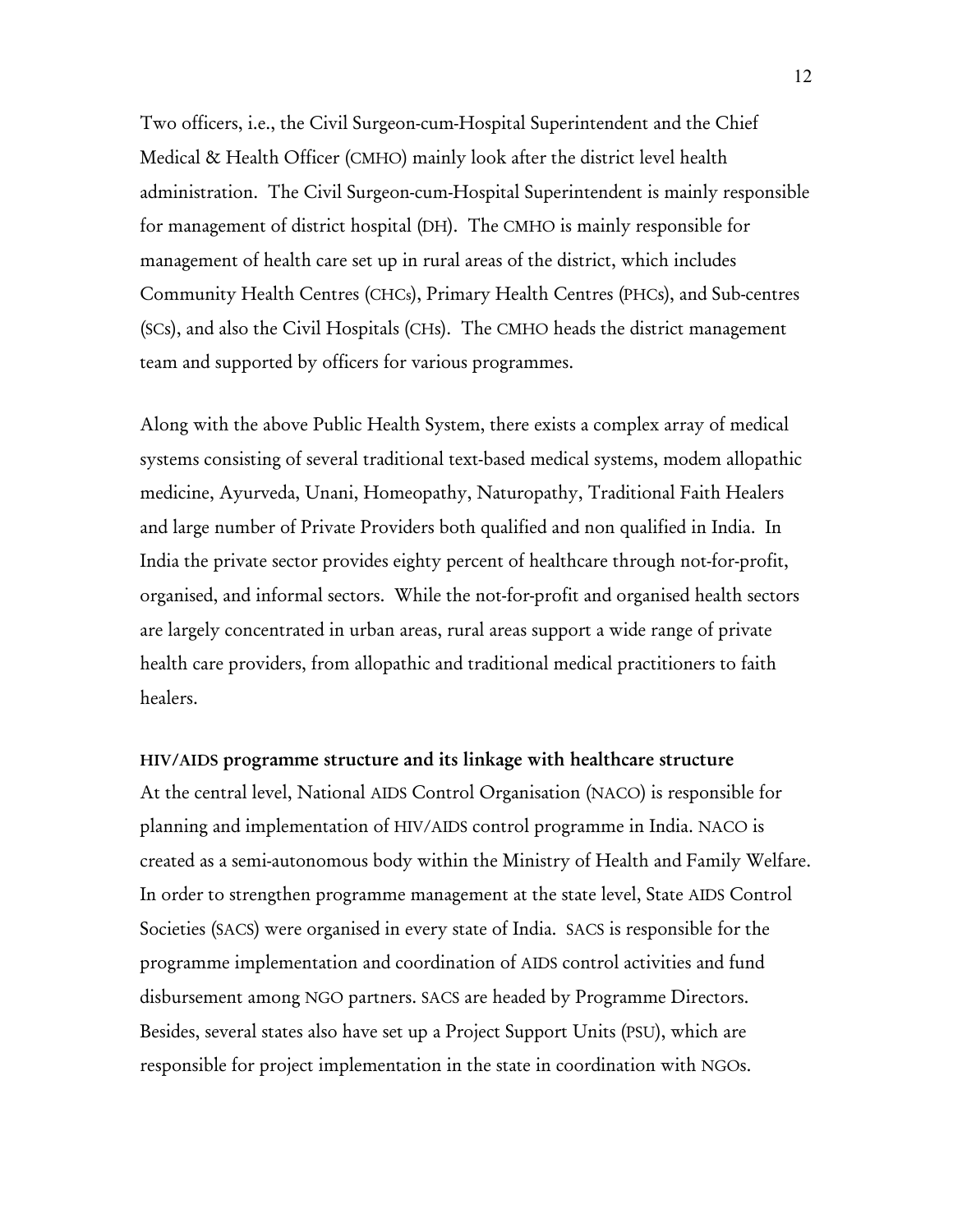Two officers, i.e., the Civil Surgeon-cum-Hospital Superintendent and the Chief Medical & Health Officer (CMHO) mainly look after the district level health administration. The Civil Surgeon-cum-Hospital Superintendent is mainly responsible for management of district hospital (DH). The CMHO is mainly responsible for management of health care set up in rural areas of the district, which includes Community Health Centres (CHCs), Primary Health Centres (PHCs), and Sub-centres (SCs), and also the Civil Hospitals (CHs). The CMHO heads the district management team and supported by officers for various programmes.

Along with the above Public Health System, there exists a complex array of medical systems consisting of several traditional text-based medical systems, modem allopathic medicine, Ayurveda, Unani, Homeopathy, Naturopathy, Traditional Faith Healers and large number of Private Providers both qualified and non qualified in India. In India the private sector provides eighty percent of healthcare through not-for-profit, organised, and informal sectors. While the not-for-profit and organised health sectors are largely concentrated in urban areas, rural areas support a wide range of private health care providers, from allopathic and traditional medical practitioners to faith healers.

**HIV/AIDS programme structure and its linkage with healthcare structure**

At the central level, National AIDS Control Organisation (NACO) is responsible for planning and implementation of HIV/AIDS control programme in India. NACO is created as a semi-autonomous body within the Ministry of Health and Family Welfare. In order to strengthen programme management at the state level, State AIDS Control Societies (SACS) were organised in every state of India. SACS is responsible for the programme implementation and coordination of AIDS control activities and fund disbursement among NGO partners. SACS are headed by Programme Directors. Besides, several states also have set up a Project Support Units (PSU), which are responsible for project implementation in the state in coordination with NGOs.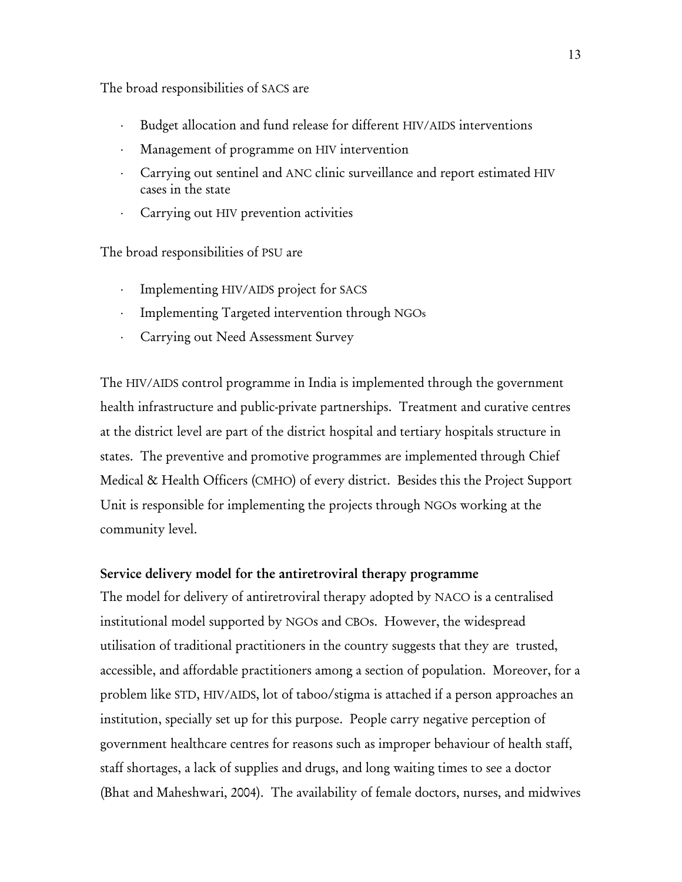The broad responsibilities of SACS are

- Budget allocation and fund release for different HIV/AIDS interventions
- Management of programme on HIV intervention
- Carrying out sentinel and ANC clinic surveillance and report estimated HIV cases in the state
- Carrying out HIV prevention activities

The broad responsibilities of PSU are

- Implementing HIV/AIDS project for SACS
- Implementing Targeted intervention through NGOs
- Carrying out Need Assessment Survey

The HIV/AIDS control programme in India is implemented through the government health infrastructure and public-private partnerships. Treatment and curative centres at the district level are part of the district hospital and tertiary hospitals structure in states. The preventive and promotive programmes are implemented through Chief Medical & Health Officers (CMHO) of every district. Besides this the Project Support Unit is responsible for implementing the projects through NGOs working at the community level.

**Service delivery model for the antiretroviral therapy programme**

The model for delivery of antiretroviral therapy adopted by NACO is a centralised institutional model supported by NGOs and CBOs. However, the widespread utilisation of traditional practitioners in the country suggests that they are trusted, accessible, and affordable practitioners among a section of population. Moreover, for a problem like STD, HIV/AIDS, lot of taboo/stigma is attached if a person approaches an institution, specially set up for this purpose. People carry negative perception of government healthcare centres for reasons such as improper behaviour of health staff, staff shortages, a lack of supplies and drugs, and long waiting times to see a doctor (Bhat and Maheshwari, 2004). The availability of female doctors, nurses, and midwives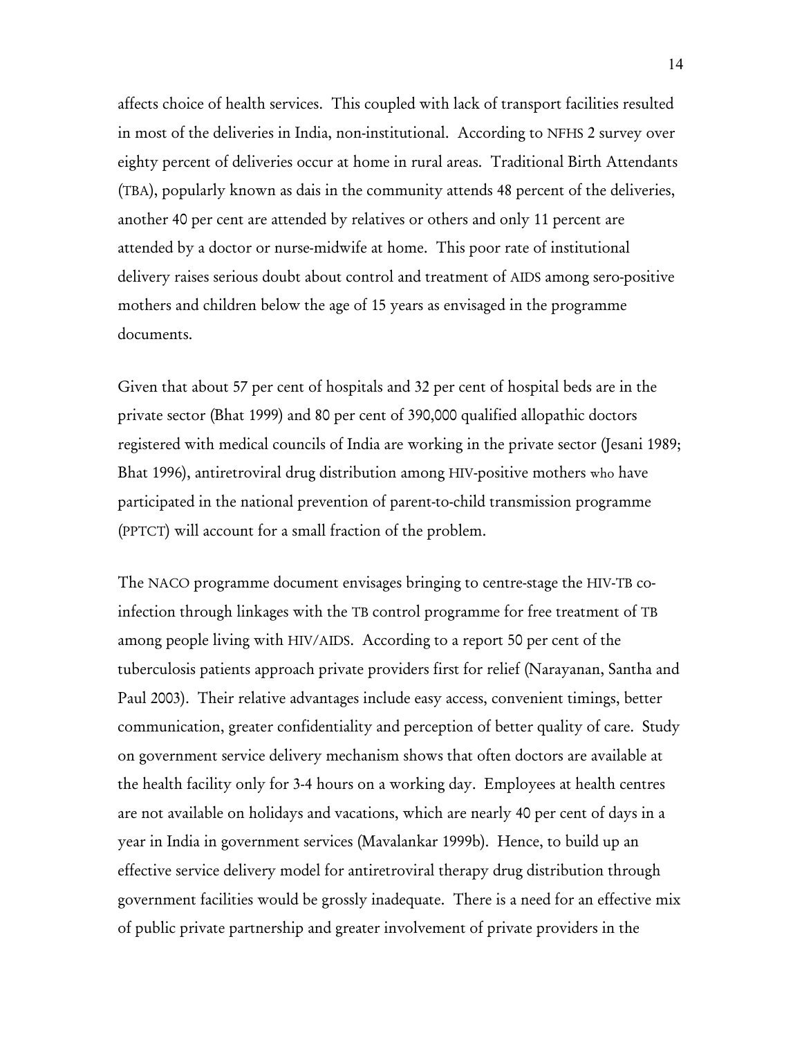affects choice of health services. This coupled with lack of transport facilities resulted in most of the deliveries in India, non-institutional. According to NFHS 2 survey over eighty percent of deliveries occur at home in rural areas. Traditional Birth Attendants (TBA), popularly known as dais in the community attends 48 percent of the deliveries, another 40 per cent are attended by relatives or others and only 11 percent are attended by a doctor or nurse-midwife at home. This poor rate of institutional delivery raises serious doubt about control and treatment of AIDS among sero-positive mothers and children below the age of 15 years as envisaged in the programme documents.

Given that about 57 per cent of hospitals and 32 per cent of hospital beds are in the private sector (Bhat 1999) and 80 per cent of 390,000 qualified allopathic doctors registered with medical councils of India are working in the private sector (Jesani 1989; Bhat 1996), antiretroviral drug distribution among HIV-positive mothers who have participated in the national prevention of parent-to-child transmission programme (PPTCT) will account for a small fraction of the problem.

The NACO programme document envisages bringing to centre-stage the HIV-TB co-infection through linkages with the TB control programme for free treatment of TB among people living with HIV/AIDS. According to a report 50 per cent of the tuberculosis patients approach private providers first for relief (Narayanan, Santha and Paul 2003). Their relative advantages include easy access, convenient timings, better communication, greater confidentiality and perception of better quality of care. Study on government service delivery mechanism shows that often doctors are available at the health facility only for 3-4 hours on a working day. Employees at health centres are not available on holidays and vacations, which are nearly 40 per cent of days in a year in India in government services (Mavalankar 1999b). Hence, to build up an effective service delivery model for antiretroviral therapy drug distribution through government facilities would be grossly inadequate. There is a need for an effective mix of public private partnership and greater involvement of private providers in the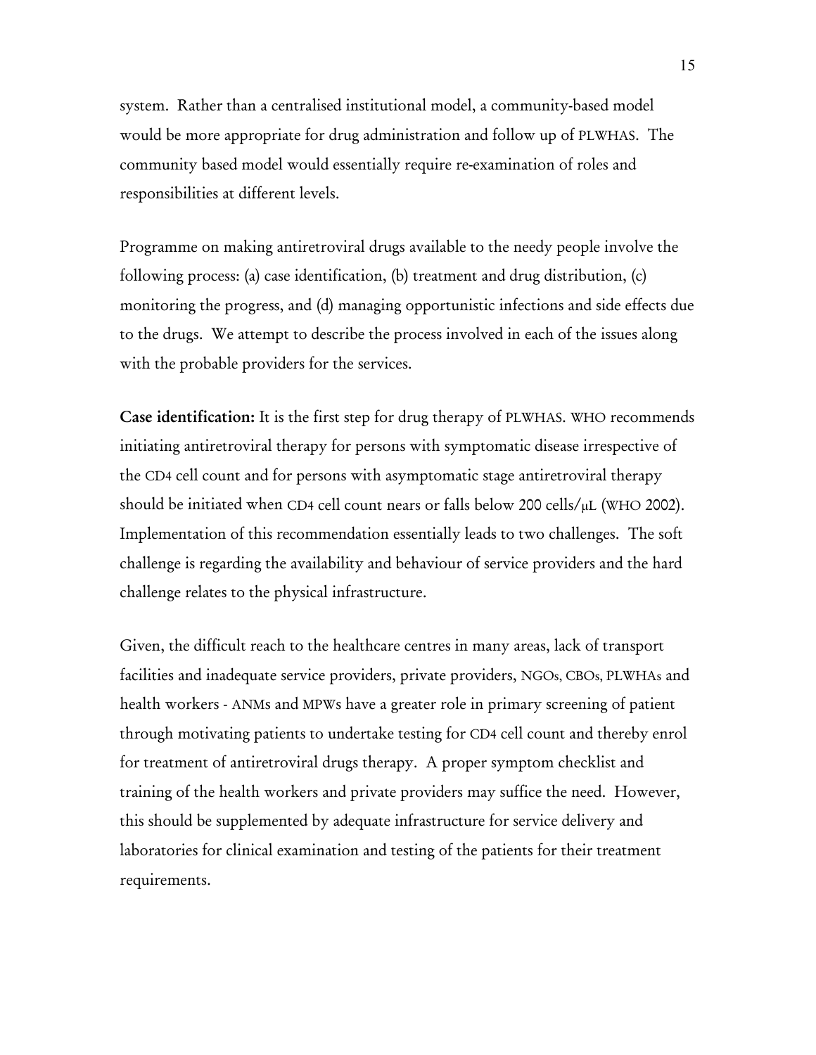system. Rather than a centralised institutional model, a community-based model would be more appropriate for drug administration and follow up of PLWHAS. The community based model would essentially require re-examination of roles and responsibilities at different levels.

Programme on making antiretroviral drugs available to the needy people involve the following process: (a) case identification, (b) treatment and drug distribution, (c) monitoring the progress, and (d) managing opportunistic infections and side effects due to the drugs. We attempt to describe the process involved in each of the issues along with the probable providers for the services.

**Case identification:** It is the first step for drug therapy of PLWHAS. WHO recommends initiating antiretroviral therapy for persons with symptomatic disease irrespective of the CD4 cell count and for persons with asymptomatic stage antiretroviral therapy should be initiated when CD4 cell count nears or falls below 200 cells/μL (WHO 2002). Implementation of this recommendation essentially leads to two challenges. The soft challenge is regarding the availability and behaviour of service providers and the hard challenge relates to the physical infrastructure.

Given, the difficult reach to the healthcare centres in many areas, lack of transport facilities and inadequate service providers, private providers, NGOs, CBOs, PLWHAs and health workers - ANMs and MPWs have a greater role in primary screening of patient through motivating patients to undertake testing for CD4 cell count and thereby enrol for treatment of antiretroviral drugs therapy. A proper symptom checklist and training of the health workers and private providers may suffice the need. However, this should be supplemented by adequate infrastructure for service delivery and laboratories for clinical examination and testing of the patients for their treatment requirements.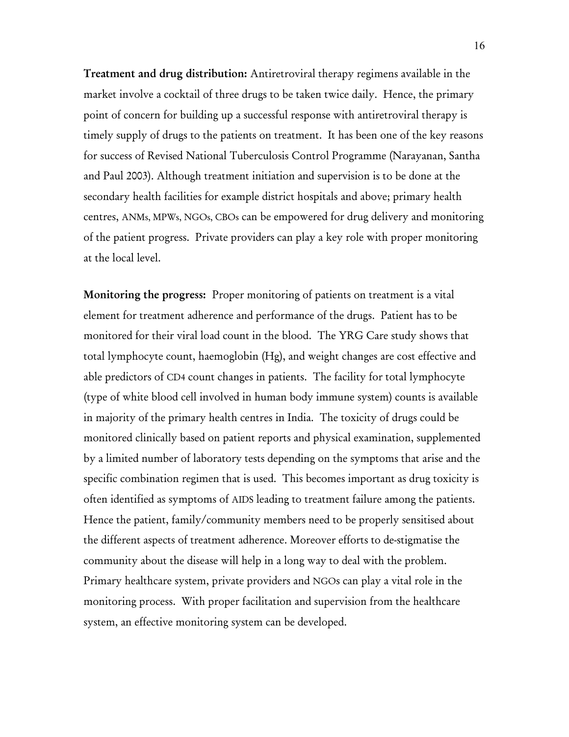**Treatment and drug distribution:** Antiretroviral therapy regimens available in the market involve a cocktail of three drugs to be taken twice daily. Hence, the primary point of concern for building up a successful response with antiretroviral therapy is timely supply of drugs to the patients on treatment. It has been one of the key reasons for success of Revised National Tuberculosis Control Programme (Narayanan, Santha and Paul 2003). Although treatment initiation and supervision is to be done at the secondary health facilities for example district hospitals and above; primary health centres, ANMs, MPWs, NGOs, CBOs can be empowered for drug delivery and monitoring of the patient progress. Private providers can play a key role with proper monitoring at the local level.

**Monitoring the progress:** Proper monitoring of patients on treatment is a vital element for treatment adherence and performance of the drugs. Patient has to be monitored for their viral load count in the blood. The YRG Care study shows that total lymphocyte count, haemoglobin (Hg), and weight changes are cost effective and able predictors of CD4 count changes in patients. The facility for total lymphocyte (type of white blood cell involved in human body immune system) counts is available in majority of the primary health centres in India. The toxicity of drugs could be monitored clinically based on patient reports and physical examination, supplemented by a limited number of laboratory tests depending on the symptoms that arise and the specific combination regimen that is used. This becomes important as drug toxicity is often identified as symptoms of AIDS leading to treatment failure among the patients. Hence the patient, family/community members need to be properly sensitised about the different aspects of treatment adherence. Moreover efforts to de-stigmatise the community about the disease will help in a long way to deal with the problem. Primary healthcare system, private providers and NGOs can play a vital role in the monitoring process. With proper facilitation and supervision from the healthcare system, an effective monitoring system can be developed.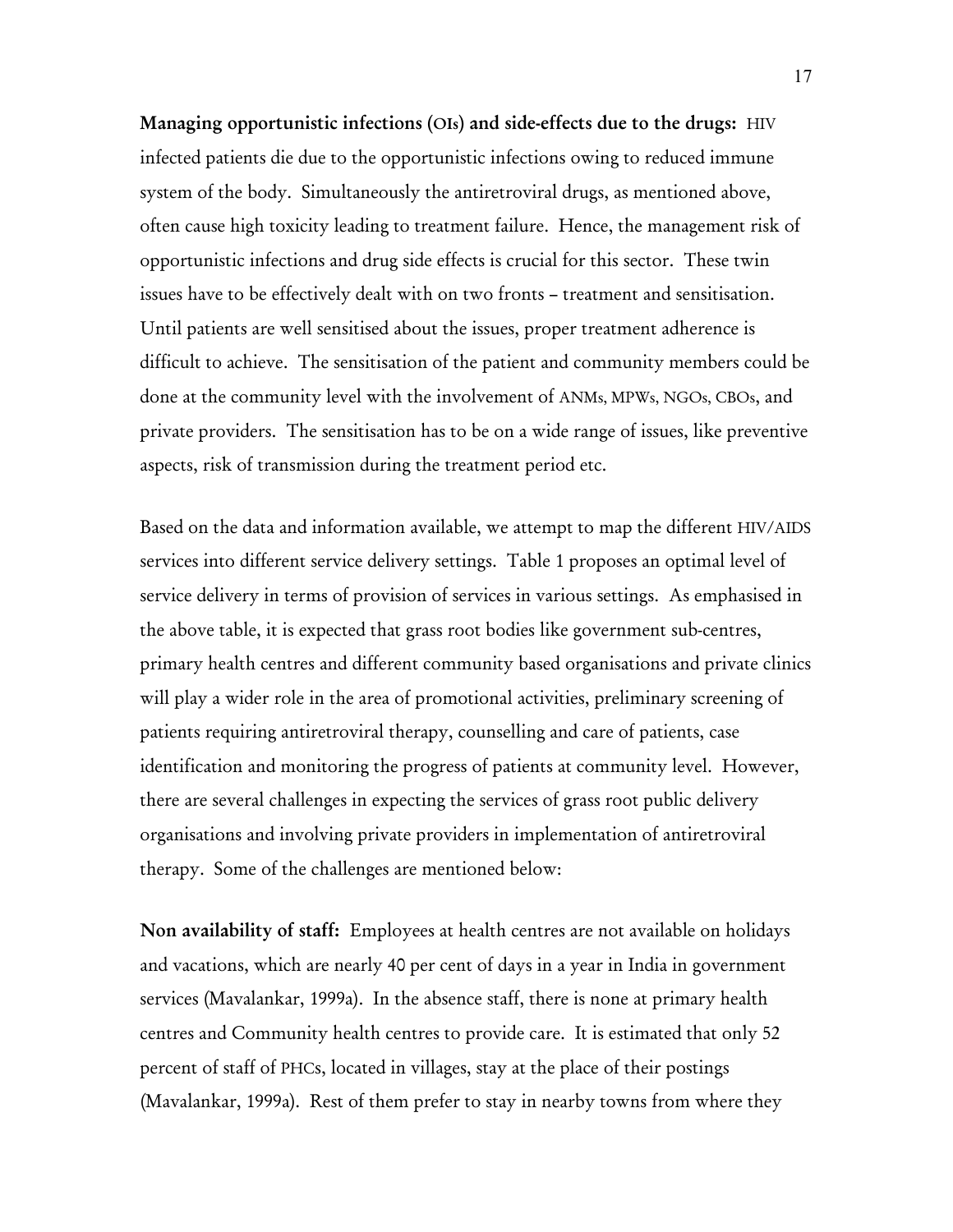**Managing opportunistic infections (OIs) and side-effects due to the drugs:** HIV infected patients die due to the opportunistic infections owing to reduced immune system of the body. Simultaneously the antiretroviral drugs, as mentioned above, often cause high toxicity leading to treatment failure. Hence, the management risk of opportunistic infections and drug side effects is crucial for this sector. These twin issues have to be effectively dealt with on two fronts – treatment and sensitisation. Until patients are well sensitised about the issues, proper treatment adherence is difficult to achieve. The sensitisation of the patient and community members could be done at the community level with the involvement of ANMs, MPWs, NGOs, CBOs, and private providers. The sensitisation has to be on a wide range of issues, like preventive aspects, risk of transmission during the treatment period etc.

Based on the data and information available, we attempt to map the different HIV/AIDS services into different service delivery settings. Table 1 proposes an optimal level of service delivery in terms of provision of services in various settings. As emphasised in the above table, it is expected that grass root bodies like government sub-centres, primary health centres and different community based organisations and private clinics will play a wider role in the area of promotional activities, preliminary screening of patients requiring antiretroviral therapy, counselling and care of patients, case identification and monitoring the progress of patients at community level. However, there are several challenges in expecting the services of grass root public delivery organisations and involving private providers in implementation of antiretroviral therapy. Some of the challenges are mentioned below:

**Non availability of staff:** Employees at health centres are not available on holidays and vacations, which are nearly 40 per cent of days in a year in India in government services (Mavalankar, 1999a). In the absence staff, there is none at primary health centres and Community health centres to provide care. It is estimated that only 52 percent of staff of PHCs, located in villages, stay at the place of their postings (Mavalankar, 1999a). Rest of them prefer to stay in nearby towns from where they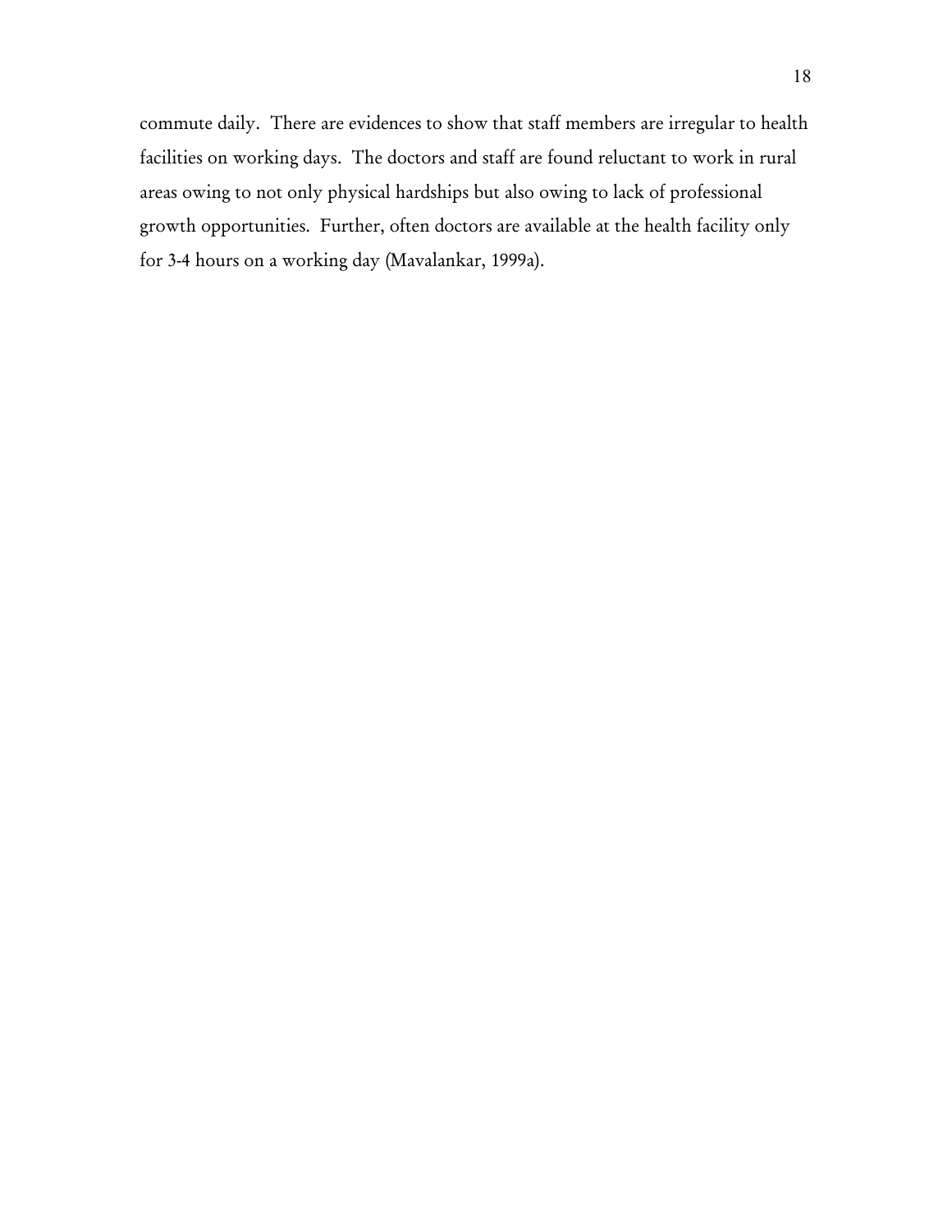commute daily. There are evidences to show that staff members are irregular to health facilities on working days. The doctors and staff are found reluctant to work in rural areas owing to not only physical hardships but also owing to lack of professional growth opportunities. Further, often doctors are available at the health facility only for 3-4 hours on a working day (Mavalankar, 1999a).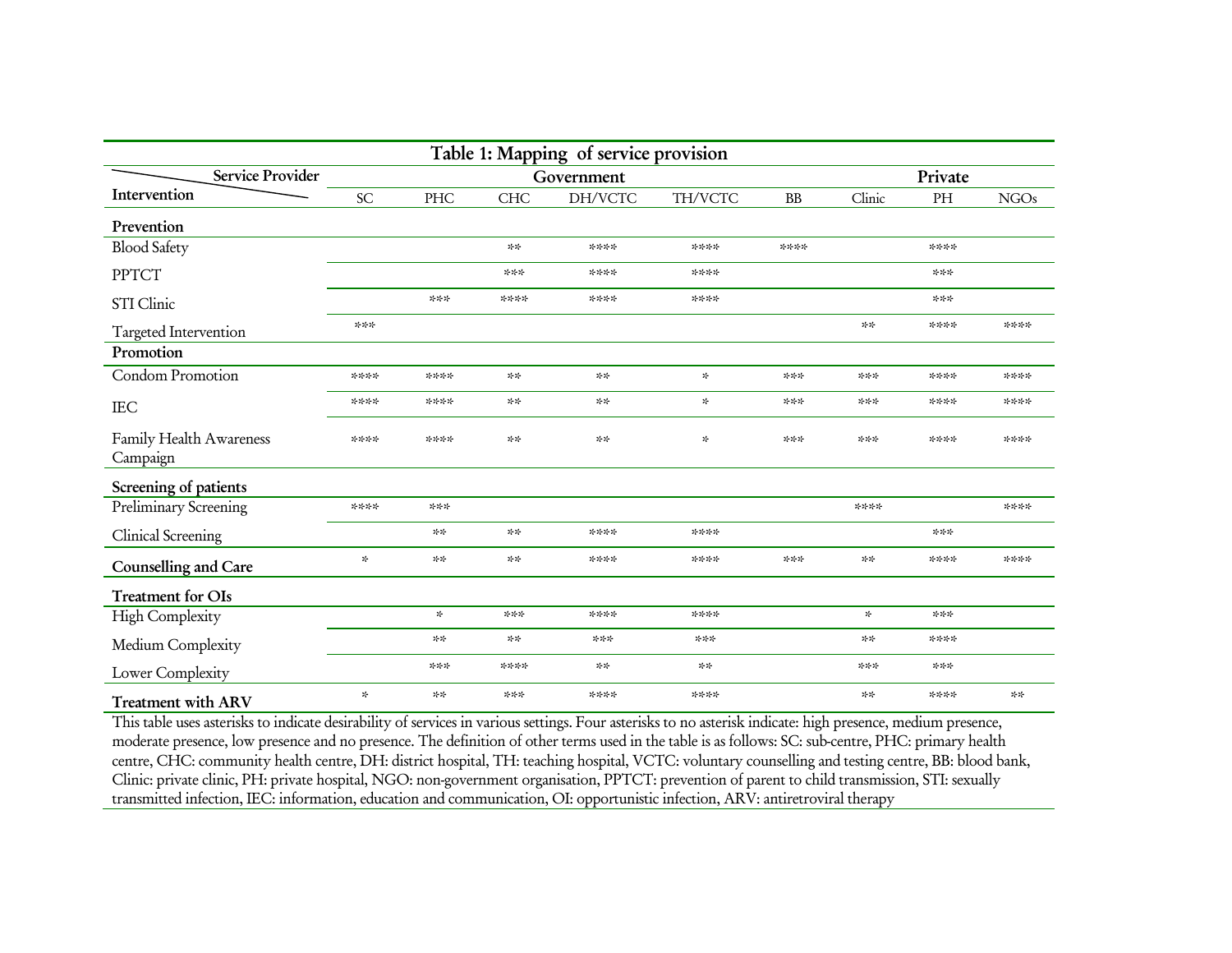**Table 1: Mapping of service provision**

| Service Provider / Intervention | Government | | | | | | Private | | |
|---|---|---|---|---|---|---|---|---|---|
| | SC | PHC | CHC | DH/VCTC | TH/VCTC | BB | Clinic | PH | NGOs |
| **Prevention** | | | | | | | | | |
| Blood Safety | | | ** | **** | **** | **** | | **** | |
| PPTCT | | | *** | **** | **** | | | *** | |
| STI Clinic | | *** | **** | **** | **** | | | *** | |
| Targeted Intervention | *** | | | | | | ** | **** | **** |
| **Promotion** | | | | | | | | | |
| Condom Promotion | **** | **** | ** | ** | * | *** | *** | **** | **** |
| IEC | **** | **** | ** | ** | * | *** | *** | **** | **** |
| Family Health Awareness Campaign | **** | **** | ** | ** | * | *** | *** | **** | **** |
| **Screening of patients** | | | | | | | | | |
| Preliminary Screening | **** | *** | | | | | **** | | **** |
| Clinical Screening | | ** | ** | **** | **** | | | *** | |
| **Counselling and Care** | * | ** | ** | **** | **** | *** | ** | **** | **** |
| **Treatment for OIs** | | | | | | | | | |
| High Complexity | | * | *** | **** | **** | | * | *** | |
| Medium Complexity | | ** | ** | *** | *** | | ** | **** | |
| Lower Complexity | | *** | **** | ** | ** | | *** | *** | |
| **Treatment with ARV** | * | ** | *** | **** | **** | | ** | **** | ** |

This table uses asterisks to indicate desirability of services in various settings. Four asterisks to no asterisk indicate: high presence, medium presence, moderate presence, low presence and no presence. The definition of other terms used in the table is as follows: SC: sub-centre, PHC: primary health centre, CHC: community health centre, DH: district hospital, TH: teaching hospital, VCTC: voluntary counselling and testing centre, BB: blood bank, Clinic: private clinic, PH: private hospital, NGO: non-government organisation, PPTCT: prevention of parent to child transmission, STI: sexually transmitted infection, IEC: information, education and communication, OI: opportunistic infection, ARV: antiretroviral therapy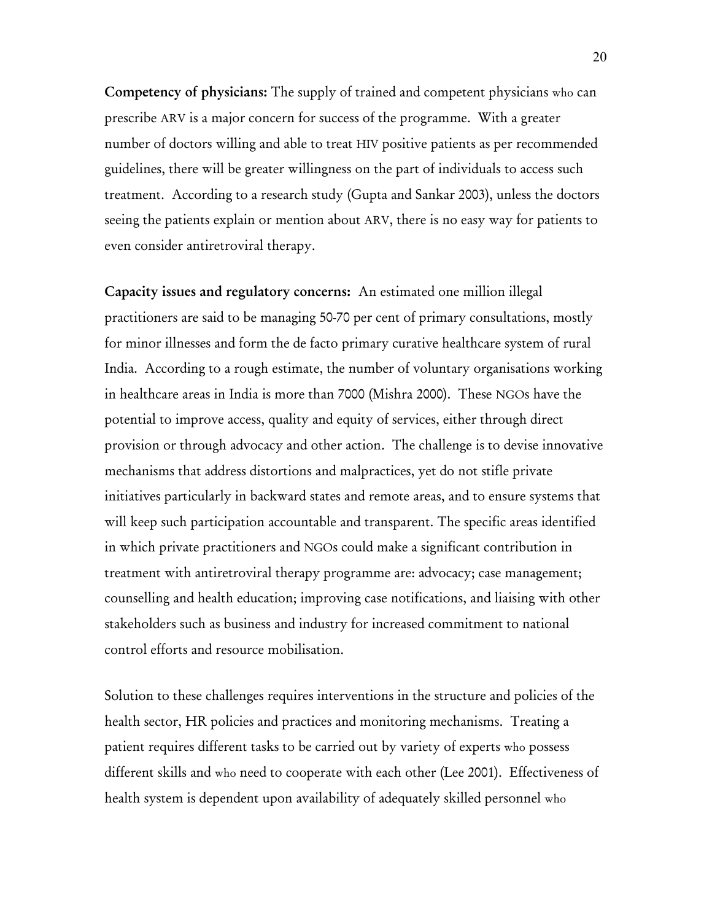**Competency of physicians:** The supply of trained and competent physicians who can prescribe ARV is a major concern for success of the programme. With a greater number of doctors willing and able to treat HIV positive patients as per recommended guidelines, there will be greater willingness on the part of individuals to access such treatment. According to a research study (Gupta and Sankar 2003), unless the doctors seeing the patients explain or mention about ARV, there is no easy way for patients to even consider antiretroviral therapy.

**Capacity issues and regulatory concerns:** An estimated one million illegal practitioners are said to be managing 50-70 per cent of primary consultations, mostly for minor illnesses and form the de facto primary curative healthcare system of rural India. According to a rough estimate, the number of voluntary organisations working in healthcare areas in India is more than 7000 (Mishra 2000). These NGOs have the potential to improve access, quality and equity of services, either through direct provision or through advocacy and other action. The challenge is to devise innovative mechanisms that address distortions and malpractices, yet do not stifle private initiatives particularly in backward states and remote areas, and to ensure systems that will keep such participation accountable and transparent. The specific areas identified in which private practitioners and NGOs could make a significant contribution in treatment with antiretroviral therapy programme are: advocacy; case management; counselling and health education; improving case notifications, and liaising with other stakeholders such as business and industry for increased commitment to national control efforts and resource mobilisation.

Solution to these challenges requires interventions in the structure and policies of the health sector, HR policies and practices and monitoring mechanisms. Treating a patient requires different tasks to be carried out by variety of experts who possess different skills and who need to cooperate with each other (Lee 2001). Effectiveness of health system is dependent upon availability of adequately skilled personnel who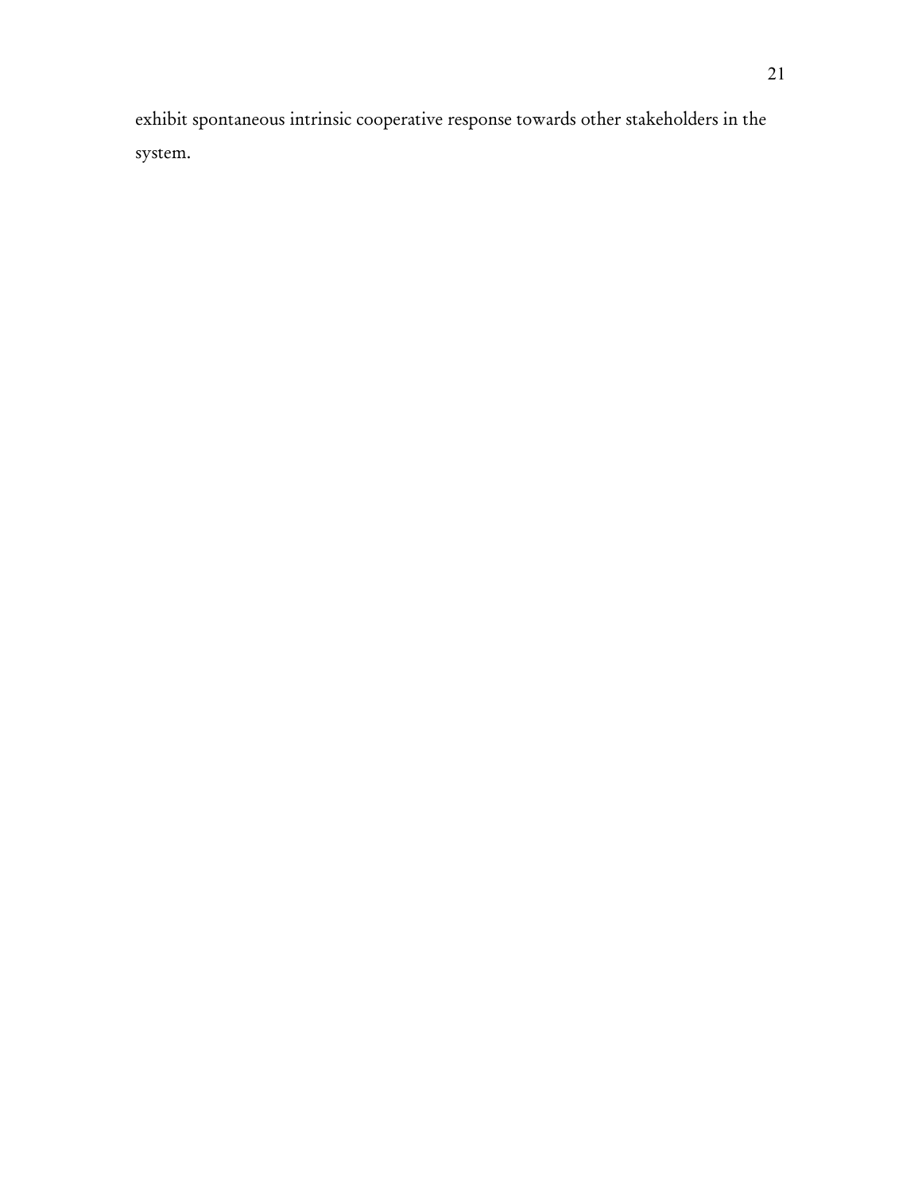exhibit spontaneous intrinsic cooperative response towards other stakeholders in the system.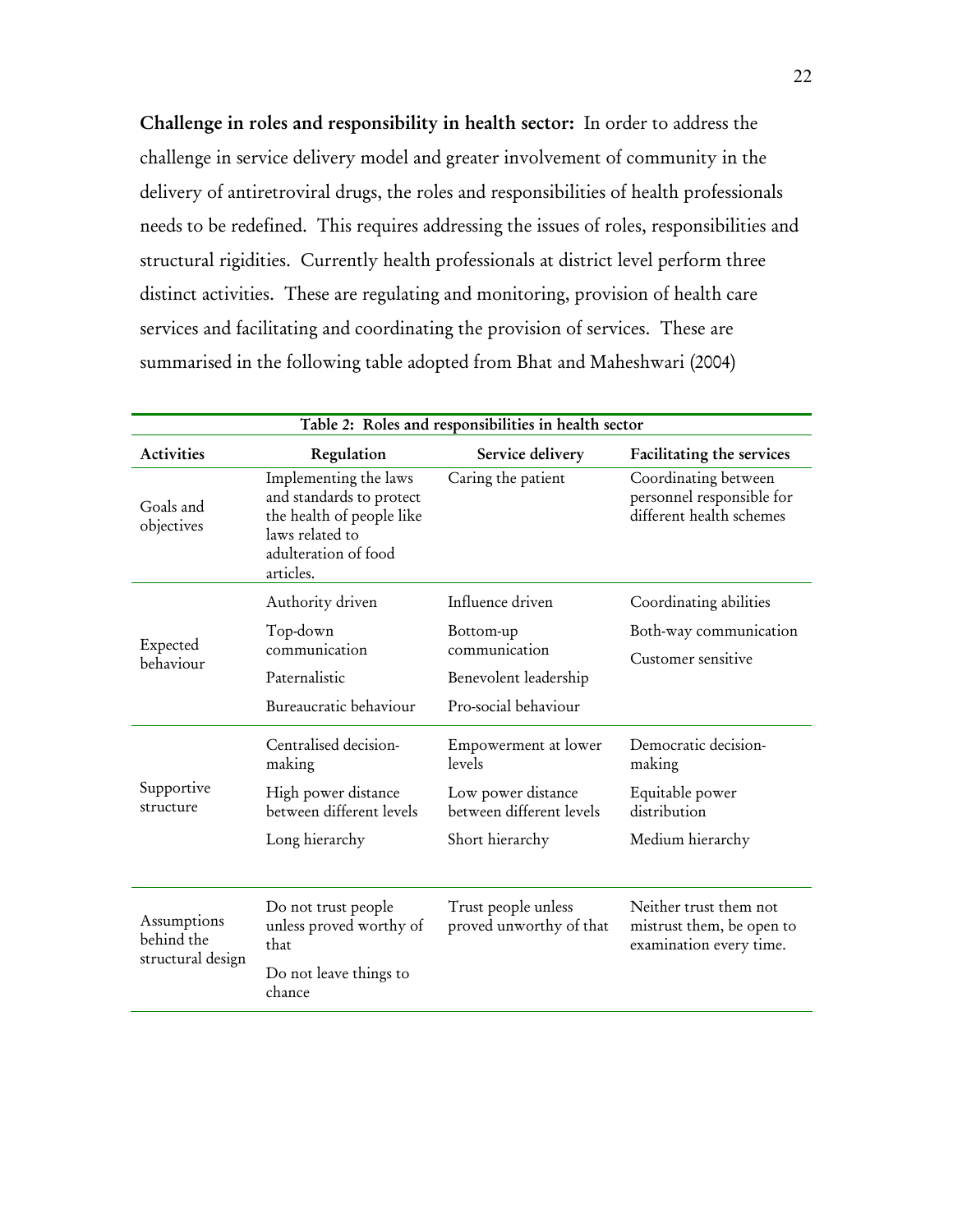**Challenge in roles and responsibility in health sector:** In order to address the challenge in service delivery model and greater involvement of community in the delivery of antiretroviral drugs, the roles and responsibilities of health professionals needs to be redefined. This requires addressing the issues of roles, responsibilities and structural rigidities. Currently health professionals at district level perform three distinct activities. These are regulating and monitoring, provision of health care services and facilitating and coordinating the provision of services. These are summarised in the following table adopted from Bhat and Maheshwari (2004)

**Table 2: Roles and responsibilities in health sector**

| Activities | Regulation | Service delivery | Facilitating the services |
|---|---|---|---|
| Goals and objectives | Implementing the laws and standards to protect the health of people like laws related to adulteration of food articles. | Caring the patient | Coordinating between personnel responsible for different health schemes |
| Expected behaviour | Authority driven<br>Top-down communication<br>Paternalistic<br>Bureaucratic behaviour | Influence driven<br>Bottom-up communication<br>Benevolent leadership<br>Pro-social behaviour | Coordinating abilities<br>Both-way communication<br>Customer sensitive |
| Supportive structure | Centralised decision-making<br>High power distance between different levels<br>Long hierarchy | Empowerment at lower levels<br>Low power distance between different levels<br>Short hierarchy | Democratic decision-making<br>Equitable power distribution<br>Medium hierarchy |
| Assumptions behind the structural design | Do not trust people unless proved worthy of that<br>Do not leave things to chance | Trust people unless proved unworthy of that | Neither trust them not mistrust them, be open to examination every time. |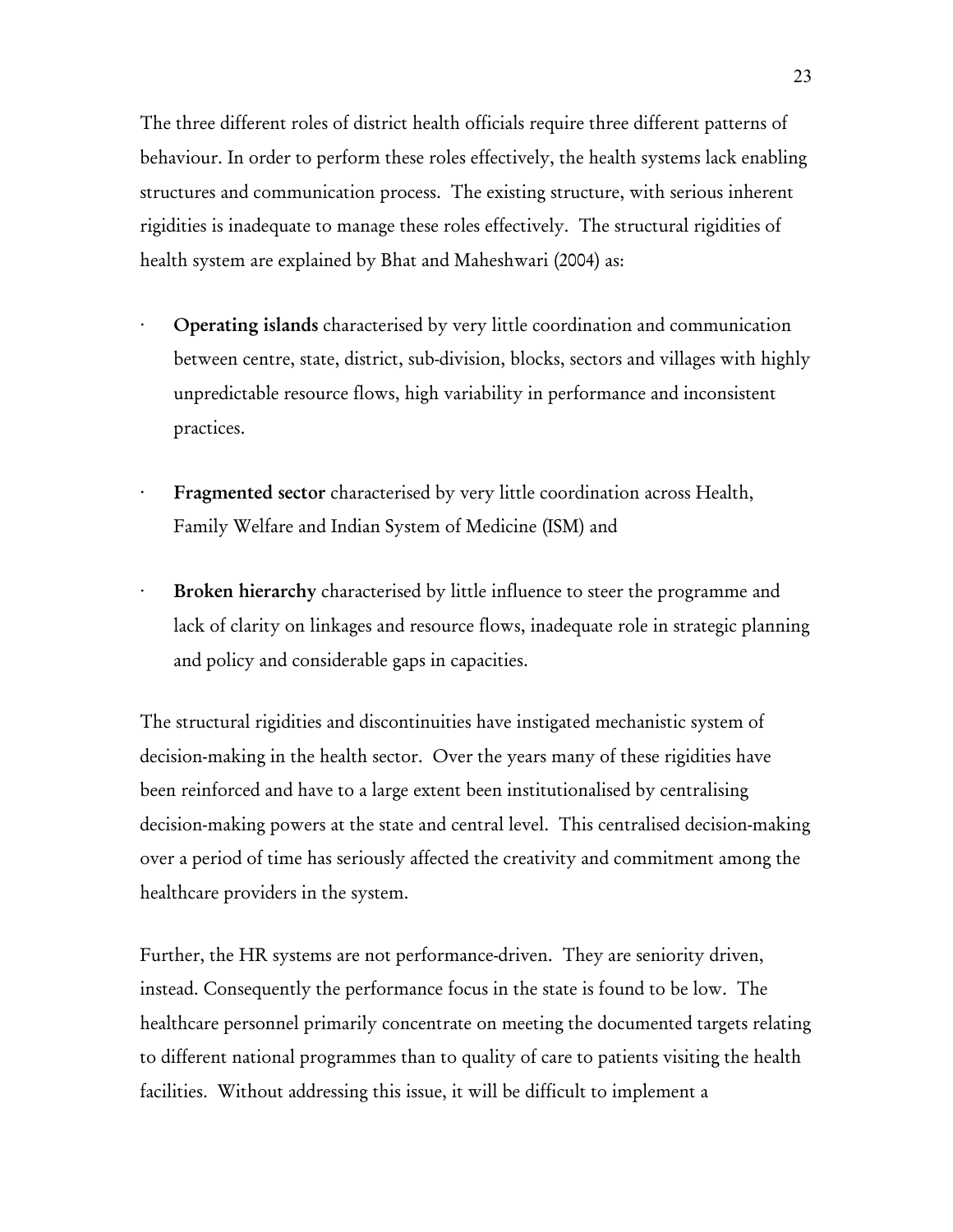The three different roles of district health officials require three different patterns of behaviour. In order to perform these roles effectively, the health systems lack enabling structures and communication process. The existing structure, with serious inherent rigidities is inadequate to manage these roles effectively. The structural rigidities of health system are explained by Bhat and Maheshwari (2004) as:

- **Operating islands** characterised by very little coordination and communication between centre, state, district, sub-division, blocks, sectors and villages with highly unpredictable resource flows, high variability in performance and inconsistent practices.
- **Fragmented sector** characterised by very little coordination across Health, Family Welfare and Indian System of Medicine (ISM) and
- **Broken hierarchy** characterised by little influence to steer the programme and lack of clarity on linkages and resource flows, inadequate role in strategic planning and policy and considerable gaps in capacities.

The structural rigidities and discontinuities have instigated mechanistic system of decision-making in the health sector. Over the years many of these rigidities have been reinforced and have to a large extent been institutionalised by centralising decision-making powers at the state and central level. This centralised decision-making over a period of time has seriously affected the creativity and commitment among the healthcare providers in the system.

Further, the HR systems are not performance-driven. They are seniority driven, instead. Consequently the performance focus in the state is found to be low. The healthcare personnel primarily concentrate on meeting the documented targets relating to different national programmes than to quality of care to patients visiting the health facilities. Without addressing this issue, it will be difficult to implement a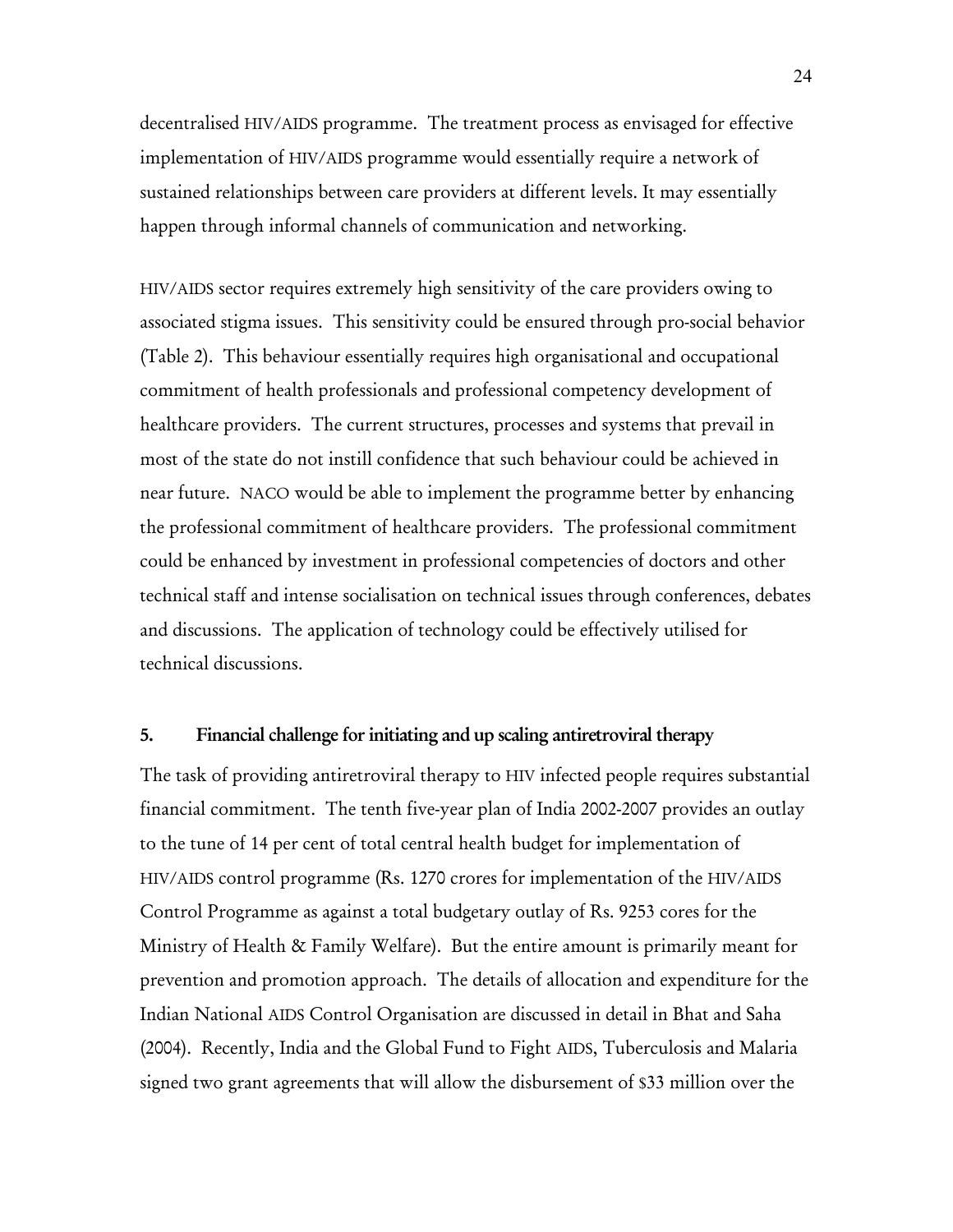decentralised HIV/AIDS programme. The treatment process as envisaged for effective implementation of HIV/AIDS programme would essentially require a network of sustained relationships between care providers at different levels. It may essentially happen through informal channels of communication and networking.

HIV/AIDS sector requires extremely high sensitivity of the care providers owing to associated stigma issues. This sensitivity could be ensured through pro-social behavior (Table 2). This behaviour essentially requires high organisational and occupational commitment of health professionals and professional competency development of healthcare providers. The current structures, processes and systems that prevail in most of the state do not instill confidence that such behaviour could be achieved in near future. NACO would be able to implement the programme better by enhancing the professional commitment of healthcare providers. The professional commitment could be enhanced by investment in professional competencies of doctors and other technical staff and intense socialisation on technical issues through conferences, debates and discussions. The application of technology could be effectively utilised for technical discussions.

## 5. Financial challenge for initiating and up scaling antiretroviral therapy

The task of providing antiretroviral therapy to HIV infected people requires substantial financial commitment. The tenth five-year plan of India 2002-2007 provides an outlay to the tune of 14 per cent of total central health budget for implementation of HIV/AIDS control programme (Rs. 1270 crores for implementation of the HIV/AIDS Control Programme as against a total budgetary outlay of Rs. 9253 cores for the Ministry of Health & Family Welfare). But the entire amount is primarily meant for prevention and promotion approach. The details of allocation and expenditure for the Indian National AIDS Control Organisation are discussed in detail in Bhat and Saha (2004). Recently, India and the Global Fund to Fight AIDS, Tuberculosis and Malaria signed two grant agreements that will allow the disbursement of $33 million over the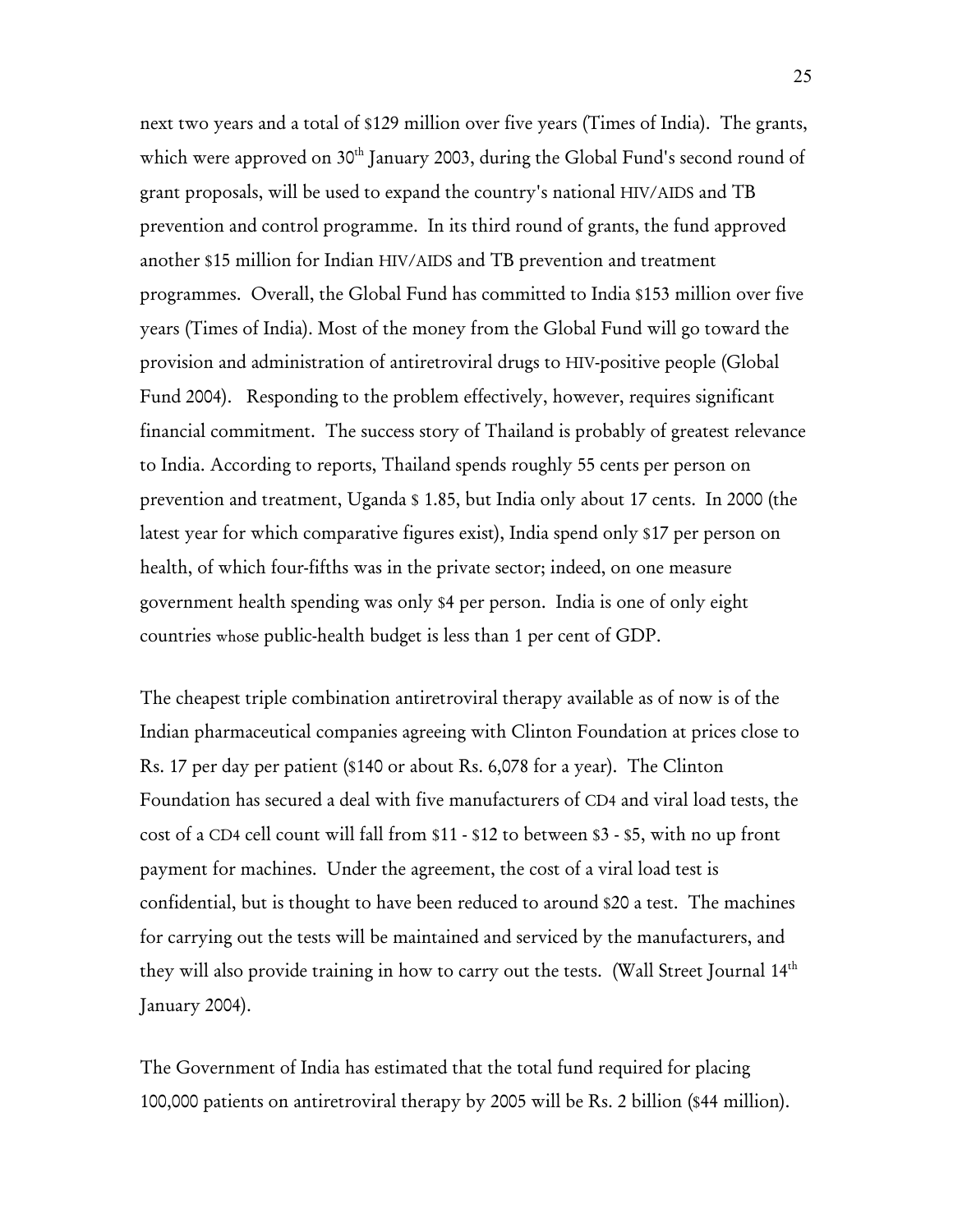next two years and a total of $129 million over five years (Times of India). The grants, which were approved on 30th January 2003, during the Global Fund's second round of grant proposals, will be used to expand the country's national HIV/AIDS and TB prevention and control programme. In its third round of grants, the fund approved another $15 million for Indian HIV/AIDS and TB prevention and treatment programmes. Overall, the Global Fund has committed to India $153 million over five years (Times of India). Most of the money from the Global Fund will go toward the provision and administration of antiretroviral drugs to HIV-positive people (Global Fund 2004). Responding to the problem effectively, however, requires significant financial commitment. The success story of Thailand is probably of greatest relevance to India. According to reports, Thailand spends roughly 55 cents per person on prevention and treatment, Uganda $ 1.85, but India only about 17 cents. In 2000 (the latest year for which comparative figures exist), India spend only $17 per person on health, of which four-fifths was in the private sector; indeed, on one measure government health spending was only $4 per person. India is one of only eight countries whose public-health budget is less than 1 per cent of GDP.

The cheapest triple combination antiretroviral therapy available as of now is of the Indian pharmaceutical companies agreeing with Clinton Foundation at prices close to Rs. 17 per day per patient ($140 or about Rs. 6,078 for a year). The Clinton Foundation has secured a deal with five manufacturers of CD4 and viral load tests, the cost of a CD4 cell count will fall from $11 - $12 to between $3 - $5, with no up front payment for machines. Under the agreement, the cost of a viral load test is confidential, but is thought to have been reduced to around $20 a test. The machines for carrying out the tests will be maintained and serviced by the manufacturers, and they will also provide training in how to carry out the tests. (Wall Street Journal 14th January 2004).

The Government of India has estimated that the total fund required for placing 100,000 patients on antiretroviral therapy by 2005 will be Rs. 2 billion ($44 million).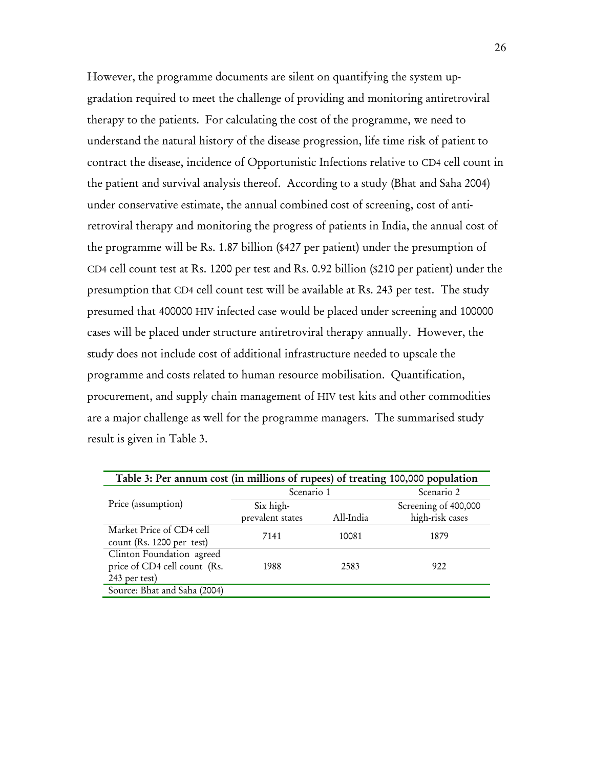However, the programme documents are silent on quantifying the system up-gradation required to meet the challenge of providing and monitoring antiretroviral therapy to the patients. For calculating the cost of the programme, we need to understand the natural history of the disease progression, life time risk of patient to contract the disease, incidence of Opportunistic Infections relative to CD4 cell count in the patient and survival analysis thereof. According to a study (Bhat and Saha 2004) under conservative estimate, the annual combined cost of screening, cost of anti-retroviral therapy and monitoring the progress of patients in India, the annual cost of the programme will be Rs. 1.87 billion ($427 per patient) under the presumption of CD4 cell count test at Rs. 1200 per test and Rs. 0.92 billion ($210 per patient) under the presumption that CD4 cell count test will be available at Rs. 243 per test. The study presumed that 400000 HIV infected case would be placed under screening and 100000 cases will be placed under structure antiretroviral therapy annually. However, the study does not include cost of additional infrastructure needed to upscale the programme and costs related to human resource mobilisation. Quantification, procurement, and supply chain management of HIV test kits and other commodities are a major challenge as well for the programme managers. The summarised study result is given in Table 3.

**Table 3: Per annum cost (in millions of rupees) of treating 100,000 population**

| Price (assumption) | Scenario 1 | | Scenario 2 |
|---|---|---|---|
| | Six high-prevalent states | All-India | Screening of 400,000 high-risk cases |
| Market Price of CD4 cell count (Rs. 1200 per test) | 7141 | 10081 | 1879 |
| Clinton Foundation agreed price of CD4 cell count (Rs. 243 per test) | 1988 | 2583 | 922 |

Source: Bhat and Saha (2004)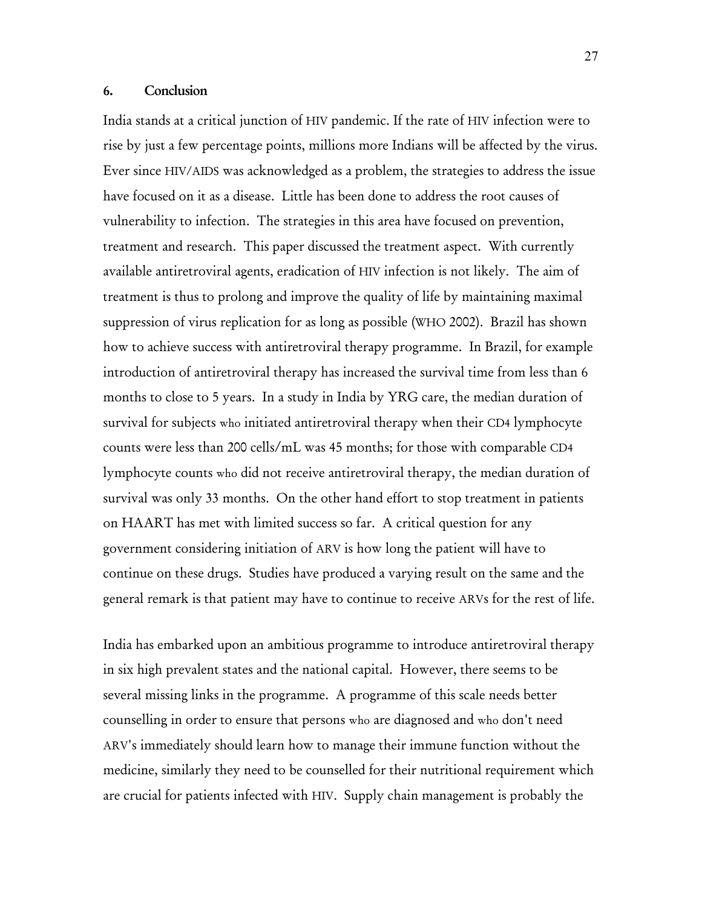## 6. Conclusion

India stands at a critical junction of HIV pandemic. If the rate of HIV infection were to rise by just a few percentage points, millions more Indians will be affected by the virus. Ever since HIV/AIDS was acknowledged as a problem, the strategies to address the issue have focused on it as a disease. Little has been done to address the root causes of vulnerability to infection. The strategies in this area have focused on prevention, treatment and research. This paper discussed the treatment aspect. With currently available antiretroviral agents, eradication of HIV infection is not likely. The aim of treatment is thus to prolong and improve the quality of life by maintaining maximal suppression of virus replication for as long as possible (WHO 2002). Brazil has shown how to achieve success with antiretroviral therapy programme. In Brazil, for example introduction of antiretroviral therapy has increased the survival time from less than 6 months to close to 5 years. In a study in India by YRG care, the median duration of survival for subjects who initiated antiretroviral therapy when their CD4 lymphocyte counts were less than 200 cells/mL was 45 months; for those with comparable CD4 lymphocyte counts who did not receive antiretroviral therapy, the median duration of survival was only 33 months. On the other hand effort to stop treatment in patients on HAART has met with limited success so far. A critical question for any government considering initiation of ARV is how long the patient will have to continue on these drugs. Studies have produced a varying result on the same and the general remark is that patient may have to continue to receive ARVs for the rest of life.

India has embarked upon an ambitious programme to introduce antiretroviral therapy in six high prevalent states and the national capital. However, there seems to be several missing links in the programme. A programme of this scale needs better counselling in order to ensure that persons who are diagnosed and who don't need ARV's immediately should learn how to manage their immune function without the medicine, similarly they need to be counselled for their nutritional requirement which are crucial for patients infected with HIV. Supply chain management is probably the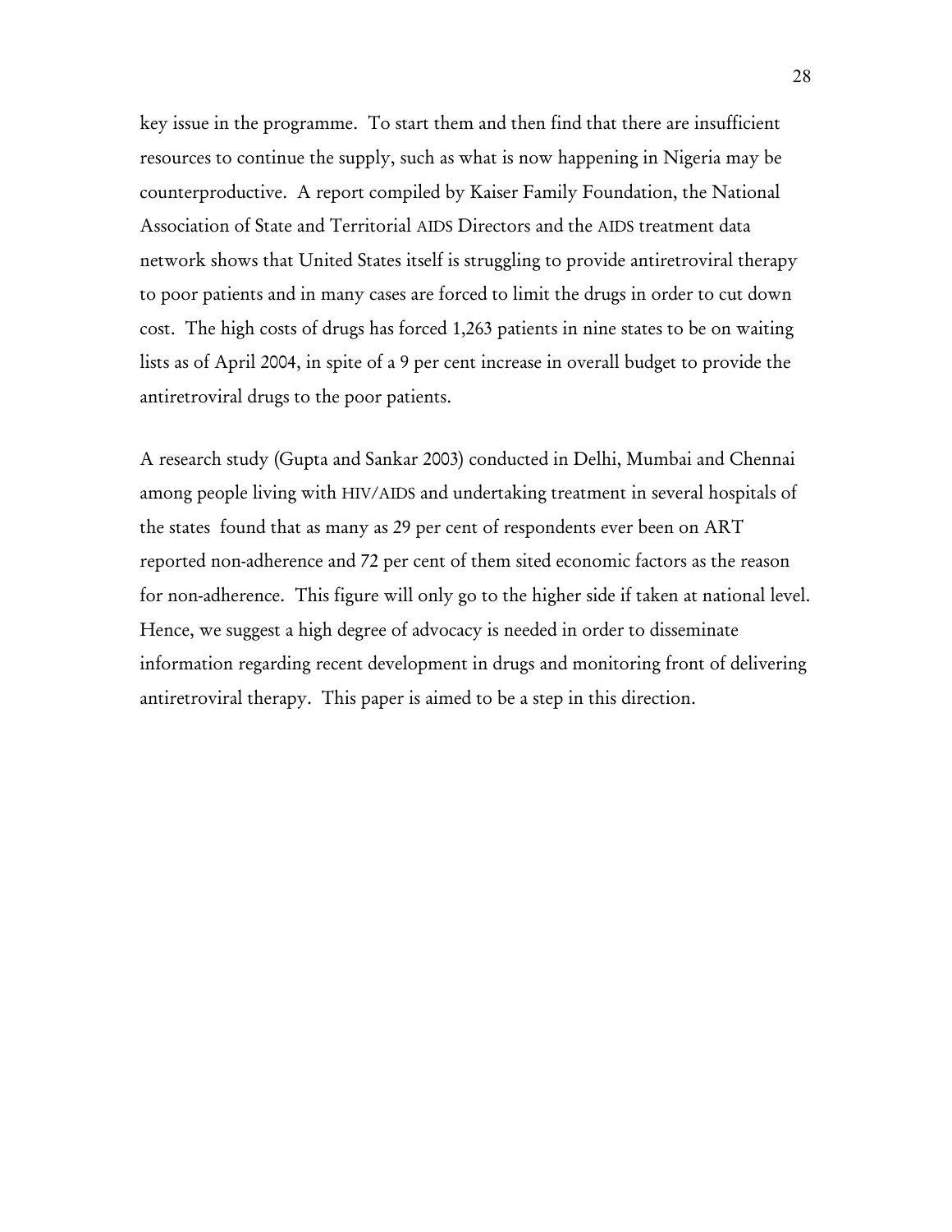key issue in the programme. To start them and then find that there are insufficient resources to continue the supply, such as what is now happening in Nigeria may be counterproductive. A report compiled by Kaiser Family Foundation, the National Association of State and Territorial AIDS Directors and the AIDS treatment data network shows that United States itself is struggling to provide antiretroviral therapy to poor patients and in many cases are forced to limit the drugs in order to cut down cost. The high costs of drugs has forced 1,263 patients in nine states to be on waiting lists as of April 2004, in spite of a 9 per cent increase in overall budget to provide the antiretroviral drugs to the poor patients.

A research study (Gupta and Sankar 2003) conducted in Delhi, Mumbai and Chennai among people living with HIV/AIDS and undertaking treatment in several hospitals of the states found that as many as 29 per cent of respondents ever been on ART reported non-adherence and 72 per cent of them sited economic factors as the reason for non-adherence. This figure will only go to the higher side if taken at national level. Hence, we suggest a high degree of advocacy is needed in order to disseminate information regarding recent development in drugs and monitoring front of delivering antiretroviral therapy. This paper is aimed to be a step in this direction.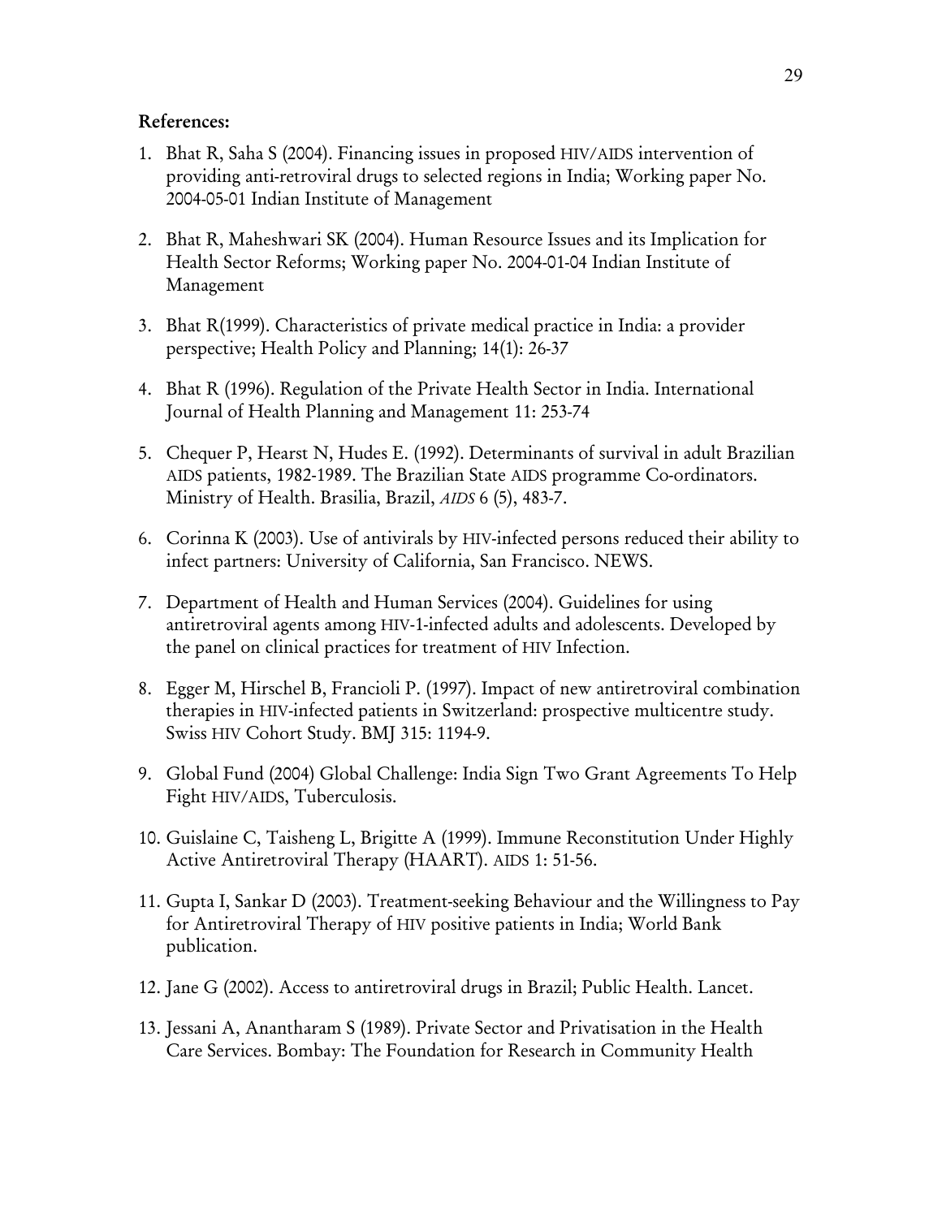**References:**

1. Bhat R, Saha S (2004). Financing issues in proposed HIV/AIDS intervention of providing anti-retroviral drugs to selected regions in India; Working paper No. 2004-05-01 Indian Institute of Management

2. Bhat R, Maheshwari SK (2004). Human Resource Issues and its Implication for Health Sector Reforms; Working paper No. 2004-01-04 Indian Institute of Management

3. Bhat R(1999). Characteristics of private medical practice in India: a provider perspective; Health Policy and Planning; 14(1): 26-37

4. Bhat R (1996). Regulation of the Private Health Sector in India. International Journal of Health Planning and Management 11: 253-74

5. Chequer P, Hearst N, Hudes E. (1992). Determinants of survival in adult Brazilian AIDS patients, 1982-1989. The Brazilian State AIDS programme Co-ordinators. Ministry of Health. Brasilia, Brazil, *AIDS* 6 (5), 483-7.

6. Corinna K (2003). Use of antivirals by HIV-infected persons reduced their ability to infect partners: University of California, San Francisco. NEWS.

7. Department of Health and Human Services (2004). Guidelines for using antiretroviral agents among HIV-1-infected adults and adolescents. Developed by the panel on clinical practices for treatment of HIV Infection.

8. Egger M, Hirschel B, Francioli P. (1997). Impact of new antiretroviral combination therapies in HIV-infected patients in Switzerland: prospective multicentre study. Swiss HIV Cohort Study. BMJ 315: 1194-9.

9. Global Fund (2004) Global Challenge: India Sign Two Grant Agreements To Help Fight HIV/AIDS, Tuberculosis.

10. Guislaine C, Taisheng L, Brigitte A (1999). Immune Reconstitution Under Highly Active Antiretroviral Therapy (HAART). AIDS 1: 51-56.

11. Gupta I, Sankar D (2003). Treatment-seeking Behaviour and the Willingness to Pay for Antiretroviral Therapy of HIV positive patients in India; World Bank publication.

12. Jane G (2002). Access to antiretroviral drugs in Brazil; Public Health. Lancet.

13. Jessani A, Anantharam S (1989). Private Sector and Privatisation in the Health Care Services. Bombay: The Foundation for Research in Community Health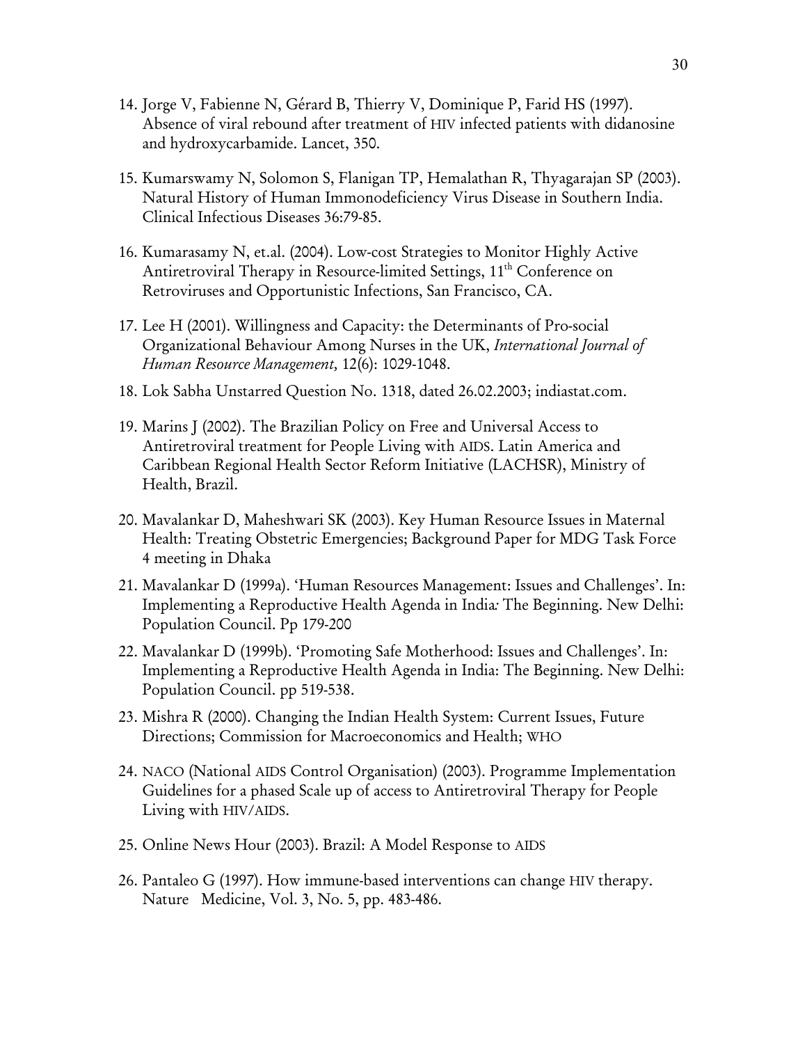14. Jorge V, Fabienne N, Gérard B, Thierry V, Dominique P, Farid HS (1997). Absence of viral rebound after treatment of HIV infected patients with didanosine and hydroxycarbamide. Lancet, 350.

15. Kumarswamy N, Solomon S, Flanigan TP, Hemalathan R, Thyagarajan SP (2003). Natural History of Human Immonodeficiency Virus Disease in Southern India. Clinical Infectious Diseases 36:79-85.

16. Kumarasamy N, et.al. (2004). Low-cost Strategies to Monitor Highly Active Antiretroviral Therapy in Resource-limited Settings, 11th Conference on Retroviruses and Opportunistic Infections, San Francisco, CA.

17. Lee H (2001). Willingness and Capacity: the Determinants of Pro-social Organizational Behaviour Among Nurses in the UK, *International Journal of Human Resource Management,* 12(6): 1029-1048.

18. Lok Sabha Unstarred Question No. 1318, dated 26.02.2003; indiastat.com.

19. Marins J (2002). The Brazilian Policy on Free and Universal Access to Antiretroviral treatment for People Living with AIDS. Latin America and Caribbean Regional Health Sector Reform Initiative (LACHSR), Ministry of Health, Brazil.

20. Mavalankar D, Maheshwari SK (2003). Key Human Resource Issues in Maternal Health: Treating Obstetric Emergencies; Background Paper for MDG Task Force 4 meeting in Dhaka

21. Mavalankar D (1999a). 'Human Resources Management: Issues and Challenges'. In: Implementing a Reproductive Health Agenda in India: The Beginning. New Delhi: Population Council. Pp 179-200

22. Mavalankar D (1999b). 'Promoting Safe Motherhood: Issues and Challenges'. In: Implementing a Reproductive Health Agenda in India: The Beginning. New Delhi: Population Council. pp 519-538.

23. Mishra R (2000). Changing the Indian Health System: Current Issues, Future Directions; Commission for Macroeconomics and Health; WHO

24. NACO (National AIDS Control Organisation) (2003). Programme Implementation Guidelines for a phased Scale up of access to Antiretroviral Therapy for People Living with HIV/AIDS.

25. Online News Hour (2003). Brazil: A Model Response to AIDS

26. Pantaleo G (1997). How immune-based interventions can change HIV therapy. Nature Medicine, Vol. 3, No. 5, pp. 483-486.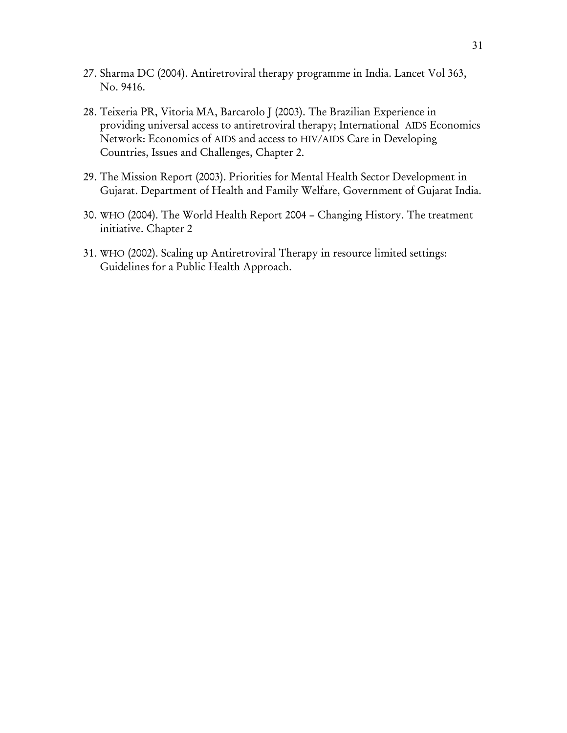27. Sharma DC (2004). Antiretroviral therapy programme in India. Lancet Vol 363, No. 9416.

28. Teixeria PR, Vitoria MA, Barcarolo J (2003). The Brazilian Experience in providing universal access to antiretroviral therapy; International AIDS Economics Network: Economics of AIDS and access to HIV/AIDS Care in Developing Countries, Issues and Challenges, Chapter 2.

29. The Mission Report (2003). Priorities for Mental Health Sector Development in Gujarat. Department of Health and Family Welfare, Government of Gujarat India.

30. WHO (2004). The World Health Report 2004 – Changing History. The treatment initiative. Chapter 2

31. WHO (2002). Scaling up Antiretroviral Therapy in resource limited settings: Guidelines for a Public Health Approach.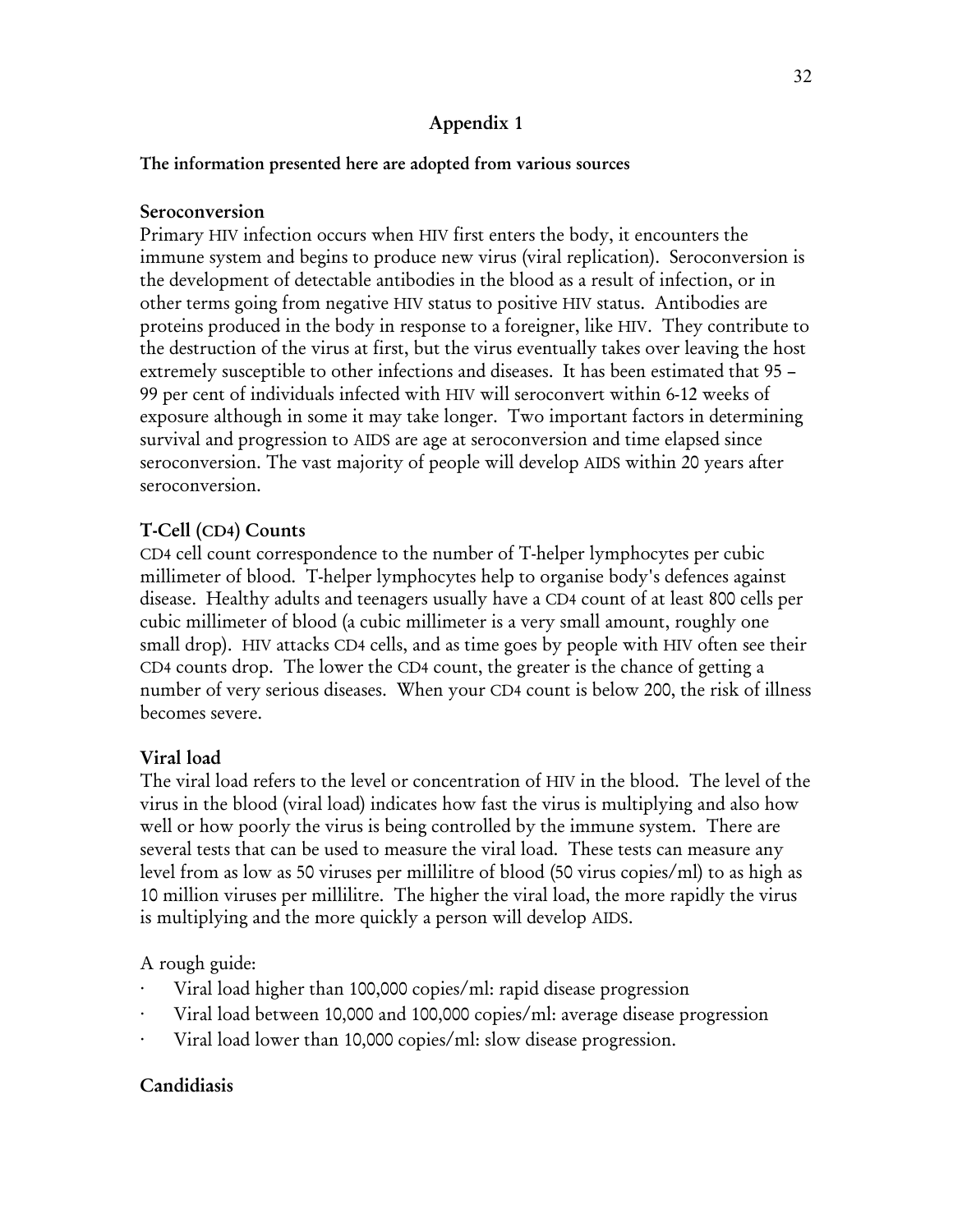## Appendix 1

**The information presented here are adopted from various sources**

### Seroconversion

Primary HIV infection occurs when HIV first enters the body, it encounters the immune system and begins to produce new virus (viral replication). Seroconversion is the development of detectable antibodies in the blood as a result of infection, or in other terms going from negative HIV status to positive HIV status. Antibodies are proteins produced in the body in response to a foreigner, like HIV. They contribute to the destruction of the virus at first, but the virus eventually takes over leaving the host extremely susceptible to other infections and diseases. It has been estimated that 95 – 99 per cent of individuals infected with HIV will seroconvert within 6-12 weeks of exposure although in some it may take longer. Two important factors in determining survival and progression to AIDS are age at seroconversion and time elapsed since seroconversion. The vast majority of people will develop AIDS within 20 years after seroconversion.

### T-Cell (CD4) Counts

CD4 cell count correspondence to the number of T-helper lymphocytes per cubic millimeter of blood. T-helper lymphocytes help to organise body's defences against disease. Healthy adults and teenagers usually have a CD4 count of at least 800 cells per cubic millimeter of blood (a cubic millimeter is a very small amount, roughly one small drop). HIV attacks CD4 cells, and as time goes by people with HIV often see their CD4 counts drop. The lower the CD4 count, the greater is the chance of getting a number of very serious diseases. When your CD4 count is below 200, the risk of illness becomes severe.

### Viral load

The viral load refers to the level or concentration of HIV in the blood. The level of the virus in the blood (viral load) indicates how fast the virus is multiplying and also how well or how poorly the virus is being controlled by the immune system. There are several tests that can be used to measure the viral load. These tests can measure any level from as low as 50 viruses per millilitre of blood (50 virus copies/ml) to as high as 10 million viruses per millilitre. The higher the viral load, the more rapidly the virus is multiplying and the more quickly a person will develop AIDS.

A rough guide:

- Viral load higher than 100,000 copies/ml: rapid disease progression
- Viral load between 10,000 and 100,000 copies/ml: average disease progression
- Viral load lower than 10,000 copies/ml: slow disease progression.

### Candidiasis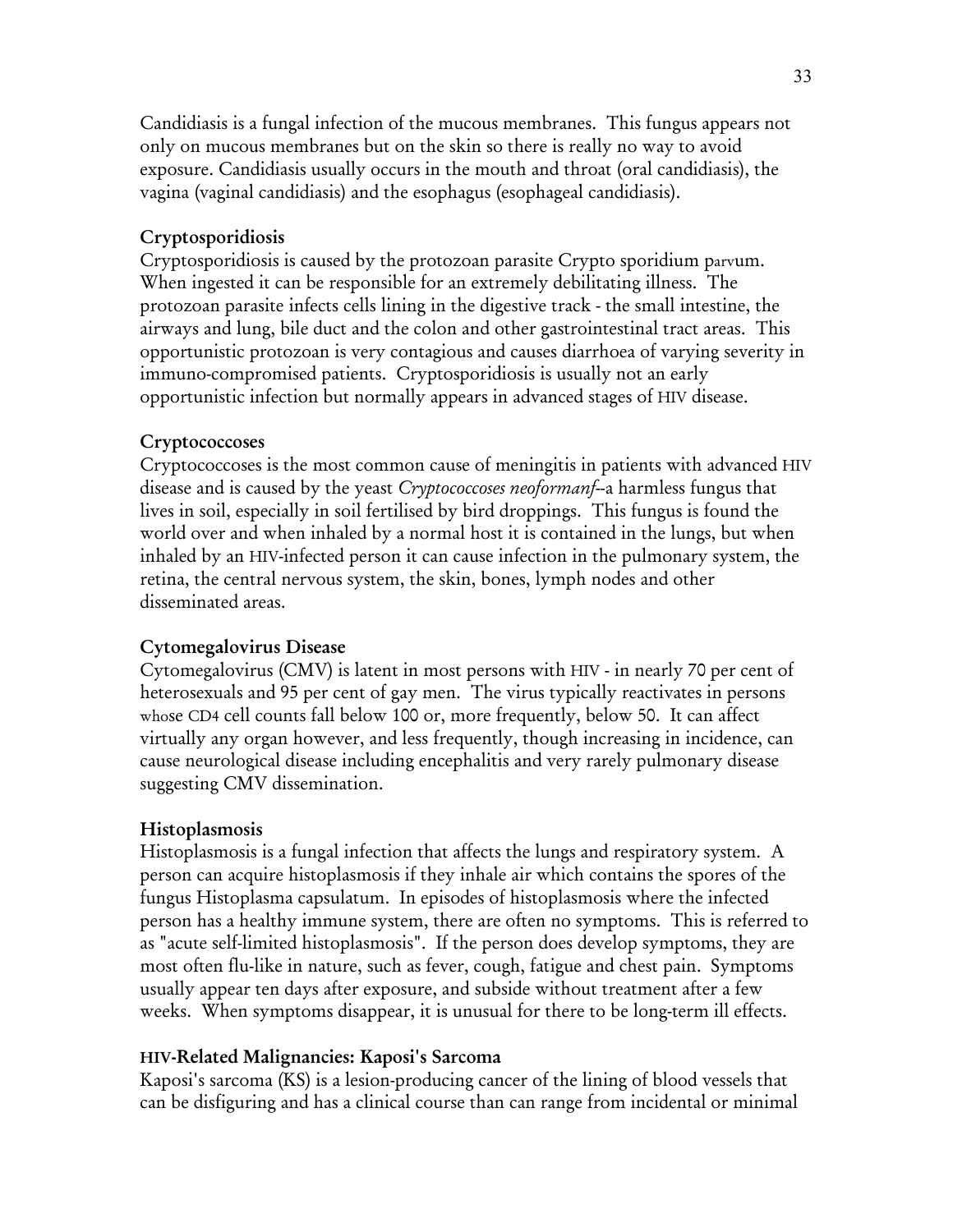Candidiasis is a fungal infection of the mucous membranes. This fungus appears not only on mucous membranes but on the skin so there is really no way to avoid exposure. Candidiasis usually occurs in the mouth and throat (oral candidiasis), the vagina (vaginal candidiasis) and the esophagus (esophageal candidiasis).

**Cryptosporidiosis**
Cryptosporidiosis is caused by the protozoan parasite Crypto sporidium parvum. When ingested it can be responsible for an extremely debilitating illness. The protozoan parasite infects cells lining in the digestive track - the small intestine, the airways and lung, bile duct and the colon and other gastrointestinal tract areas. This opportunistic protozoan is very contagious and causes diarrhoea of varying severity in immuno-compromised patients. Cryptosporidiosis is usually not an early opportunistic infection but normally appears in advanced stages of HIV disease.

**Cryptococcoses**
Cryptococcoses is the most common cause of meningitis in patients with advanced HIV disease and is caused by the yeast *Cryptococcoses neoformanf*--a harmless fungus that lives in soil, especially in soil fertilised by bird droppings. This fungus is found the world over and when inhaled by a normal host it is contained in the lungs, but when inhaled by an HIV-infected person it can cause infection in the pulmonary system, the retina, the central nervous system, the skin, bones, lymph nodes and other disseminated areas.

**Cytomegalovirus Disease**
Cytomegalovirus (CMV) is latent in most persons with HIV - in nearly 70 per cent of heterosexuals and 95 per cent of gay men. The virus typically reactivates in persons whose CD4 cell counts fall below 100 or, more frequently, below 50. It can affect virtually any organ however, and less frequently, though increasing in incidence, can cause neurological disease including encephalitis and very rarely pulmonary disease suggesting CMV dissemination.

**Histoplasmosis**
Histoplasmosis is a fungal infection that affects the lungs and respiratory system. A person can acquire histoplasmosis if they inhale air which contains the spores of the fungus Histoplasma capsulatum. In episodes of histoplasmosis where the infected person has a healthy immune system, there are often no symptoms. This is referred to as "acute self-limited histoplasmosis". If the person does develop symptoms, they are most often flu-like in nature, such as fever, cough, fatigue and chest pain. Symptoms usually appear ten days after exposure, and subside without treatment after a few weeks. When symptoms disappear, it is unusual for there to be long-term ill effects.

**HIV-Related Malignancies: Kaposi's Sarcoma**
Kaposi's sarcoma (KS) is a lesion-producing cancer of the lining of blood vessels that can be disfiguring and has a clinical course than can range from incidental or minimal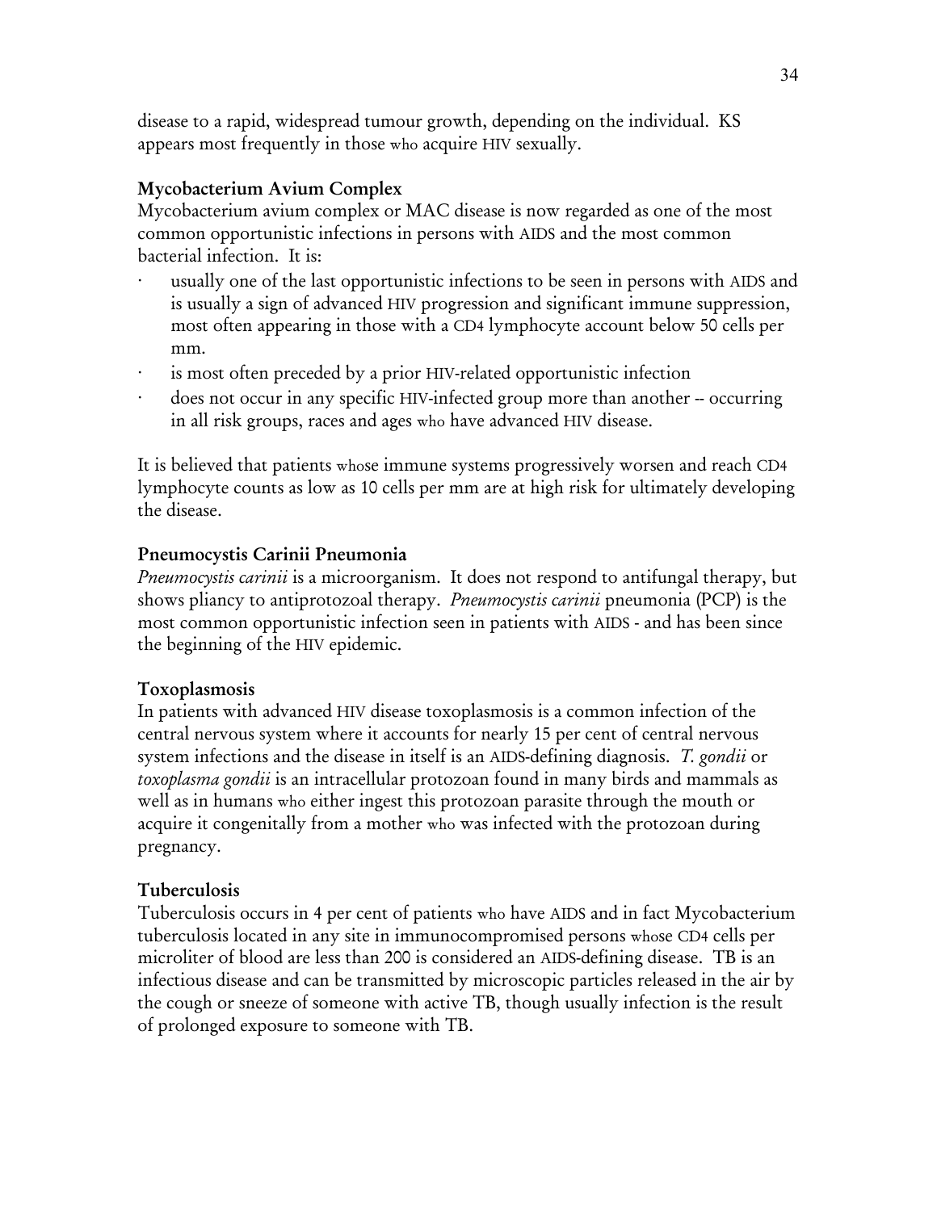disease to a rapid, widespread tumour growth, depending on the individual. KS appears most frequently in those who acquire HIV sexually.

### Mycobacterium Avium Complex

Mycobacterium avium complex or MAC disease is now regarded as one of the most common opportunistic infections in persons with AIDS and the most common bacterial infection. It is:

- usually one of the last opportunistic infections to be seen in persons with AIDS and is usually a sign of advanced HIV progression and significant immune suppression, most often appearing in those with a CD4 lymphocyte account below 50 cells per mm.
- is most often preceded by a prior HIV-related opportunistic infection
- does not occur in any specific HIV-infected group more than another -- occurring in all risk groups, races and ages who have advanced HIV disease.

It is believed that patients whose immune systems progressively worsen and reach CD4 lymphocyte counts as low as 10 cells per mm are at high risk for ultimately developing the disease.

### Pneumocystis Carinii Pneumonia

*Pneumocystis carinii* is a microorganism. It does not respond to antifungal therapy, but shows pliancy to antiprotozoal therapy. *Pneumocystis carinii* pneumonia (PCP) is the most common opportunistic infection seen in patients with AIDS - and has been since the beginning of the HIV epidemic.

### Toxoplasmosis

In patients with advanced HIV disease toxoplasmosis is a common infection of the central nervous system where it accounts for nearly 15 per cent of central nervous system infections and the disease in itself is an AIDS-defining diagnosis. *T. gondii* or *toxoplasma gondii* is an intracellular protozoan found in many birds and mammals as well as in humans who either ingest this protozoan parasite through the mouth or acquire it congenitally from a mother who was infected with the protozoan during pregnancy.

### Tuberculosis

Tuberculosis occurs in 4 per cent of patients who have AIDS and in fact Mycobacterium tuberculosis located in any site in immunocompromised persons whose CD4 cells per microliter of blood are less than 200 is considered an AIDS-defining disease. TB is an infectious disease and can be transmitted by microscopic particles released in the air by the cough or sneeze of someone with active TB, though usually infection is the result of prolonged exposure to someone with TB.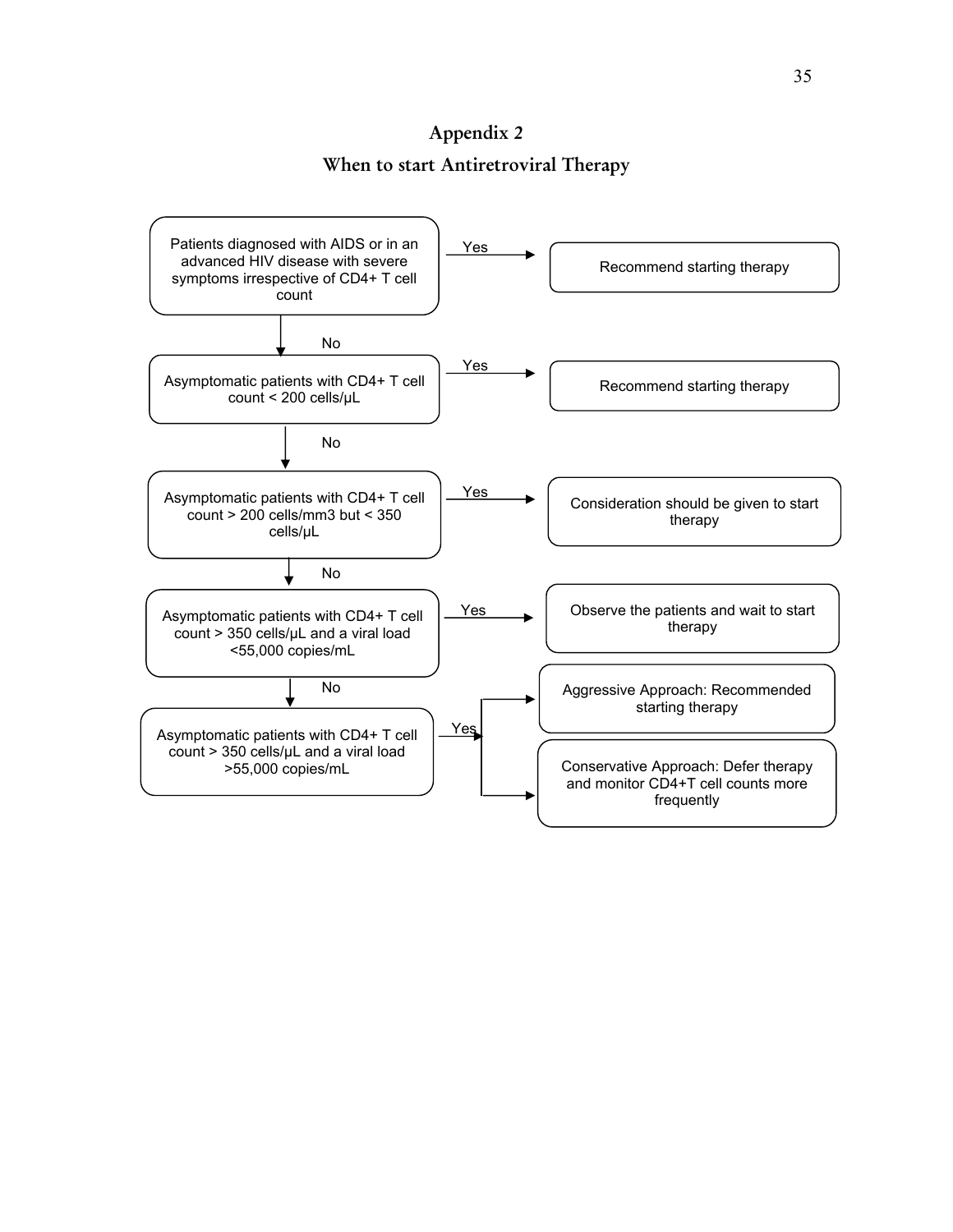## Appendix 2

## When to start Antiretroviral Therapy

Patients diagnosed with AIDS or in an advanced HIV disease with severe symptoms irrespective of CD4+ T cell count

- Yes → Recommend starting therapy
- No ↓

Asymptomatic patients with CD4+ T cell count < 200 cells/μL

- Yes → Recommend starting therapy
- No ↓

Asymptomatic patients with CD4+ T cell count > 200 cells/mm3 but < 350 cells/μL

- Yes → Consideration should be given to start therapy
- No ↓

Asymptomatic patients with CD4+ T cell count > 350 cells/μL and a viral load <55,000 copies/mL

- Yes → Observe the patients and wait to start therapy
- No ↓

Asymptomatic patients with CD4+ T cell count > 350 cells/μL and a viral load >55,000 copies/mL

- Yes → Aggressive Approach: Recommended starting therapy
- Yes → Conservative Approach: Defer therapy and monitor CD4+T cell counts more frequently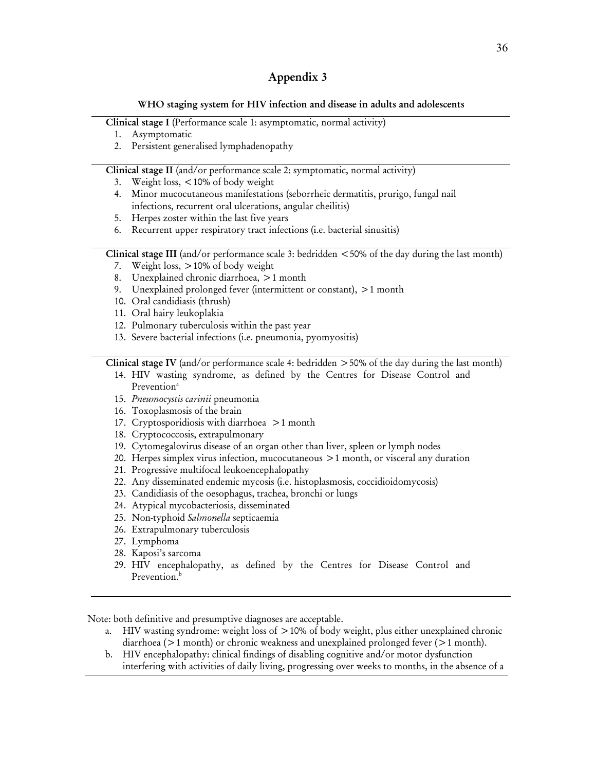# Appendix 3

### WHO staging system for HIV infection and disease in adults and adolescents

**Clinical stage I** (Performance scale 1: asymptomatic, normal activity)

1. Asymptomatic
2. Persistent generalised lymphadenopathy

**Clinical stage II** (and/or performance scale 2: symptomatic, normal activity)

3. Weight loss, < 10% of body weight
4. Minor mucocutaneous manifestations (seborrheic dermatitis, prurigo, fungal nail infections, recurrent oral ulcerations, angular cheilitis)
5. Herpes zoster within the last five years
6. Recurrent upper respiratory tract infections (i.e. bacterial sinusitis)

**Clinical stage III** (and/or performance scale 3: bedridden < 50% of the day during the last month)

7. Weight loss, > 10% of body weight
8. Unexplained chronic diarrhoea, > 1 month
9. Unexplained prolonged fever (intermittent or constant), > 1 month
10. Oral candidiasis (thrush)
11. Oral hairy leukoplakia
12. Pulmonary tuberculosis within the past year
13. Severe bacterial infections (i.e. pneumonia, pyomyositis)

**Clinical stage IV** (and/or performance scale 4: bedridden > 50% of the day during the last month)

14. HIV wasting syndrome, as defined by the Centres for Disease Control and Prevention[a]
15. *Pneumocystis carinii* pneumonia
16. Toxoplasmosis of the brain
17. Cryptosporidiosis with diarrhoea > 1 month
18. Cryptococcosis, extrapulmonary
19. Cytomegalovirus disease of an organ other than liver, spleen or lymph nodes
20. Herpes simplex virus infection, mucocutaneous > 1 month, or visceral any duration
21. Progressive multifocal leukoencephalopathy
22. Any disseminated endemic mycosis (i.e. histoplasmosis, coccidioidomycosis)
23. Candidiasis of the oesophagus, trachea, bronchi or lungs
24. Atypical mycobacteriosis, disseminated
25. Non-typhoid *Salmonella* septicaemia
26. Extrapulmonary tuberculosis
27. Lymphoma
28. Kaposi's sarcoma
29. HIV encephalopathy, as defined by the Centres for Disease Control and Prevention.[b]

Note: both definitive and presumptive diagnoses are acceptable.

a. HIV wasting syndrome: weight loss of > 10% of body weight, plus either unexplained chronic diarrhoea (> 1 month) or chronic weakness and unexplained prolonged fever (> 1 month).
b. HIV encephalopathy: clinical findings of disabling cognitive and/or motor dysfunction interfering with activities of daily living, progressing over weeks to months, in the absence of a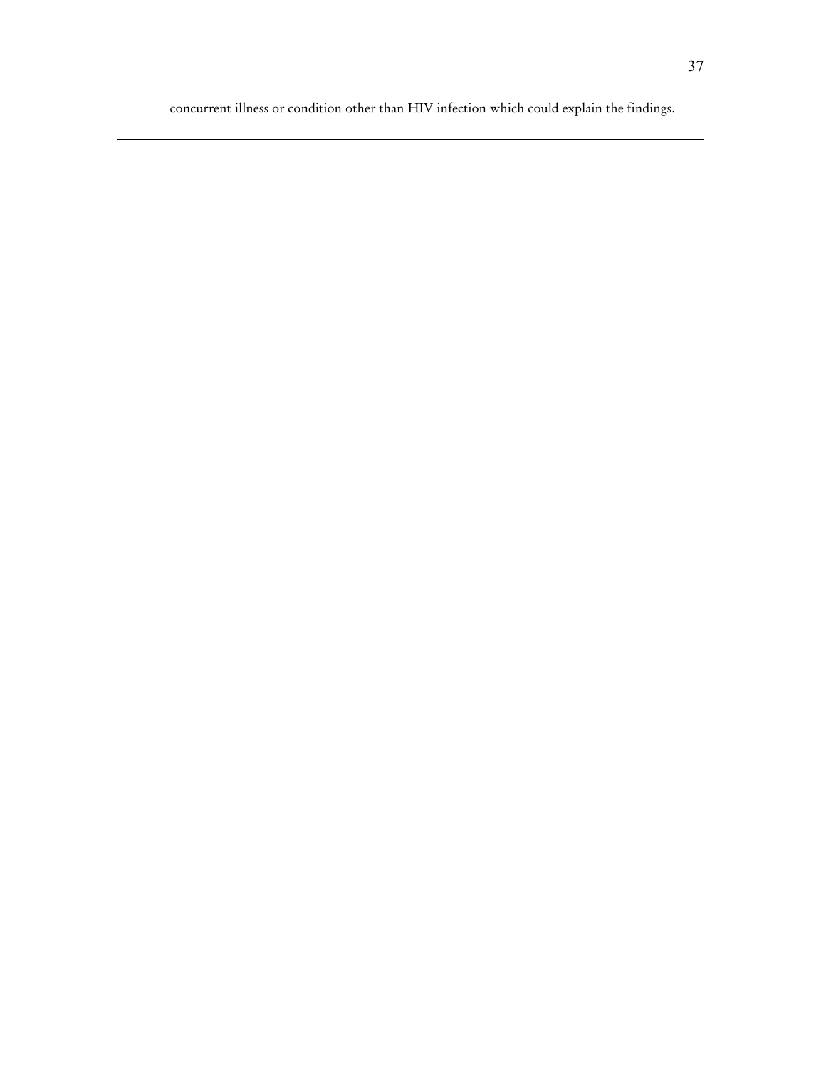concurrent illness or condition other than HIV infection which could explain the findings.

---